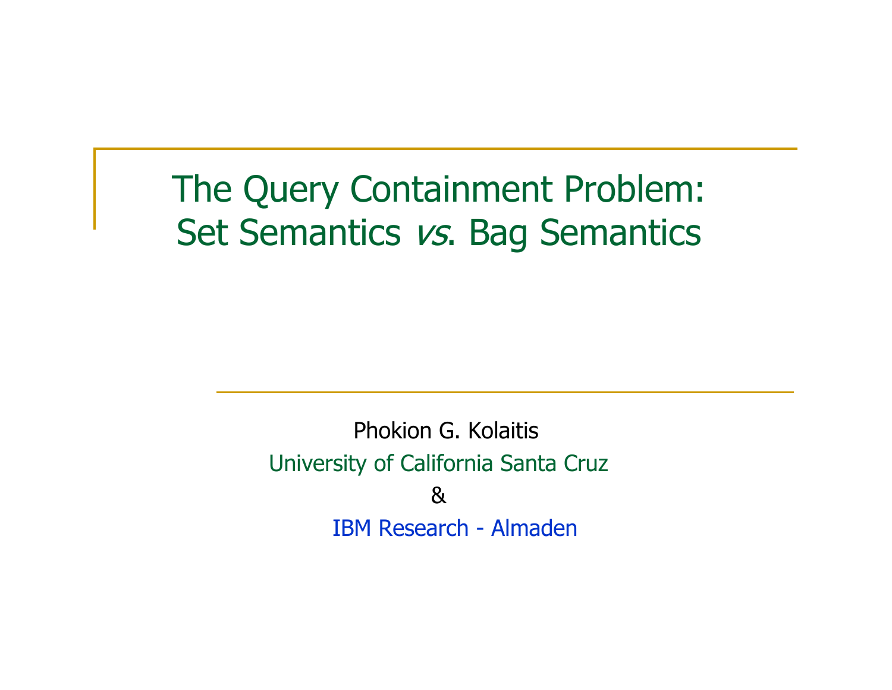# The Query Containment Problem: Set Semantics *vs*. Bag Semantics

Phokion G. Kolaitis

University of California Santa Cruz

&

IBM Research - Almaden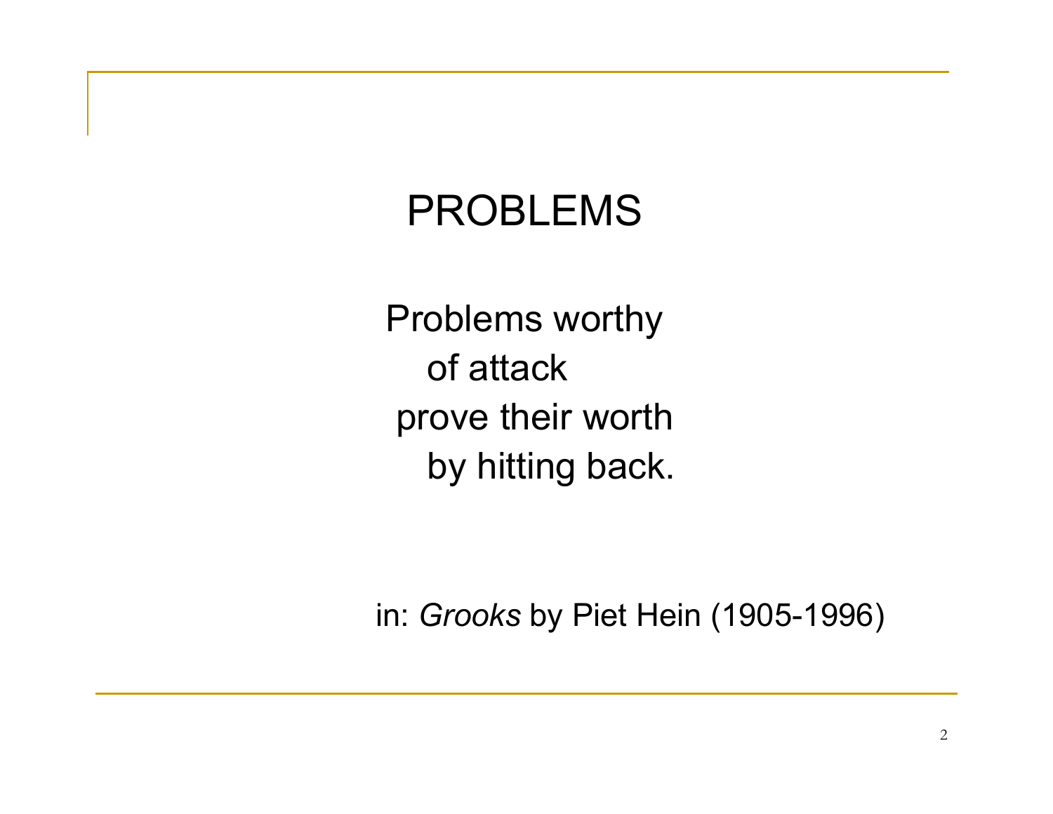# PROBLEMS

Problems worthy  
of attack  
prove their worth  
by hitting back.

in: *Grooks* by Piet Hein (1905-1996)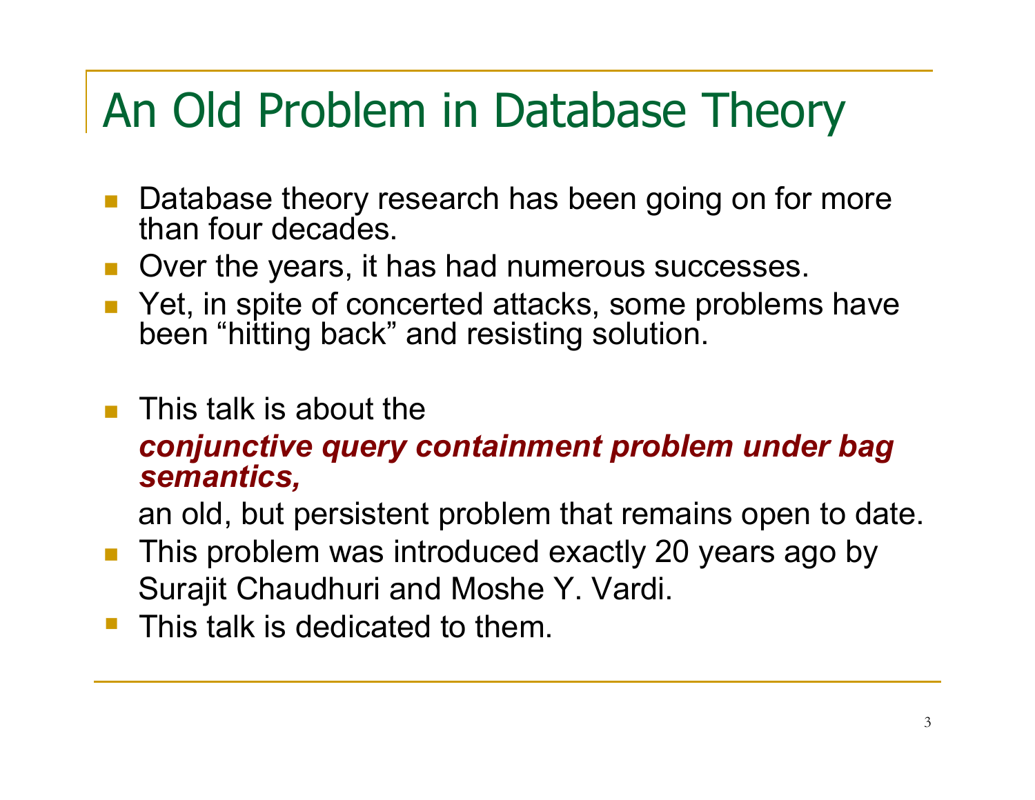# An Old Problem in Database Theory

- Database theory research has been going on for more than four decades.
- Over the years, it has had numerous successes.
- Yet, in spite of concerted attacks, some problems have been "hitting back" and resisting solution.

- This talk is about the

  ***conjunctive query containment problem under bag semantics,***

  an old, but persistent problem that remains open to date.
- This problem was introduced exactly 20 years ago by Surajit Chaudhuri and Moshe Y. Vardi.
- This talk is dedicated to them.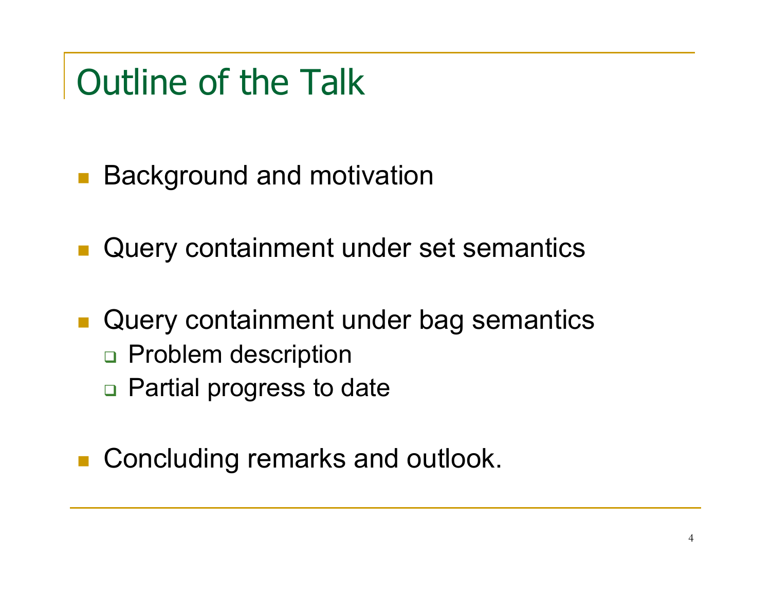# Outline of the Talk

- Background and motivation
- Query containment under set semantics
- Query containment under bag semantics
  - Problem description
  - Partial progress to date
- Concluding remarks and outlook.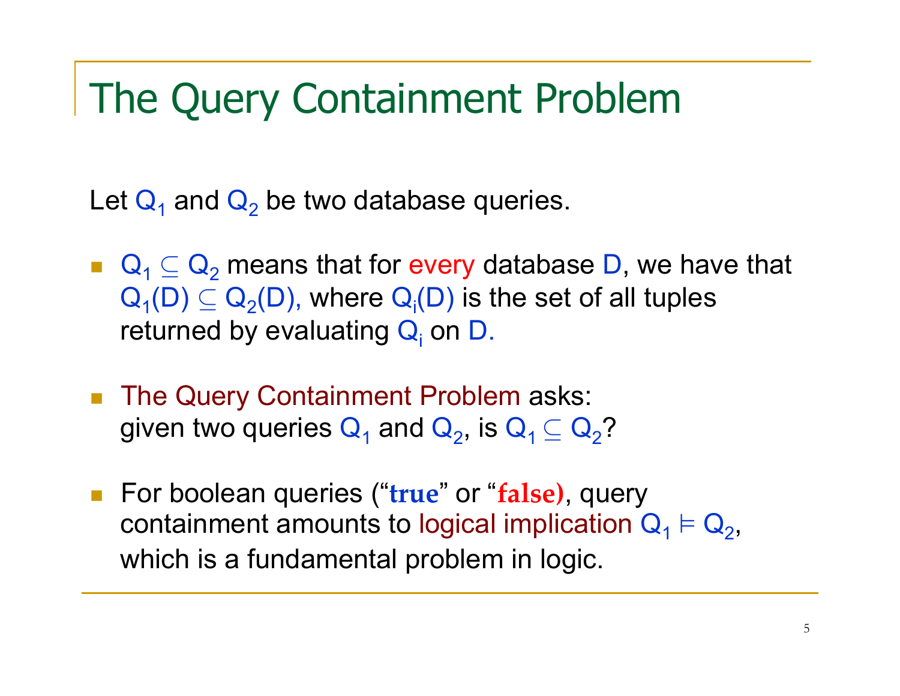# The Query Containment Problem

Let $Q_1$ and $Q_2$ be two database queries.

- $Q_1 \subseteq Q_2$ means that for every database $D$, we have that $Q_1(D) \subseteq Q_2(D)$, where $Q_i(D)$ is the set of all tuples returned by evaluating $Q_i$ on $D$.
- The Query Containment Problem asks: given two queries $Q_1$ and $Q_2$, is $Q_1 \subseteq Q_2$?
- For boolean queries ("**true**" or "**false**), query containment amounts to logical implication $Q_1 \models Q_2$, which is a fundamental problem in logic.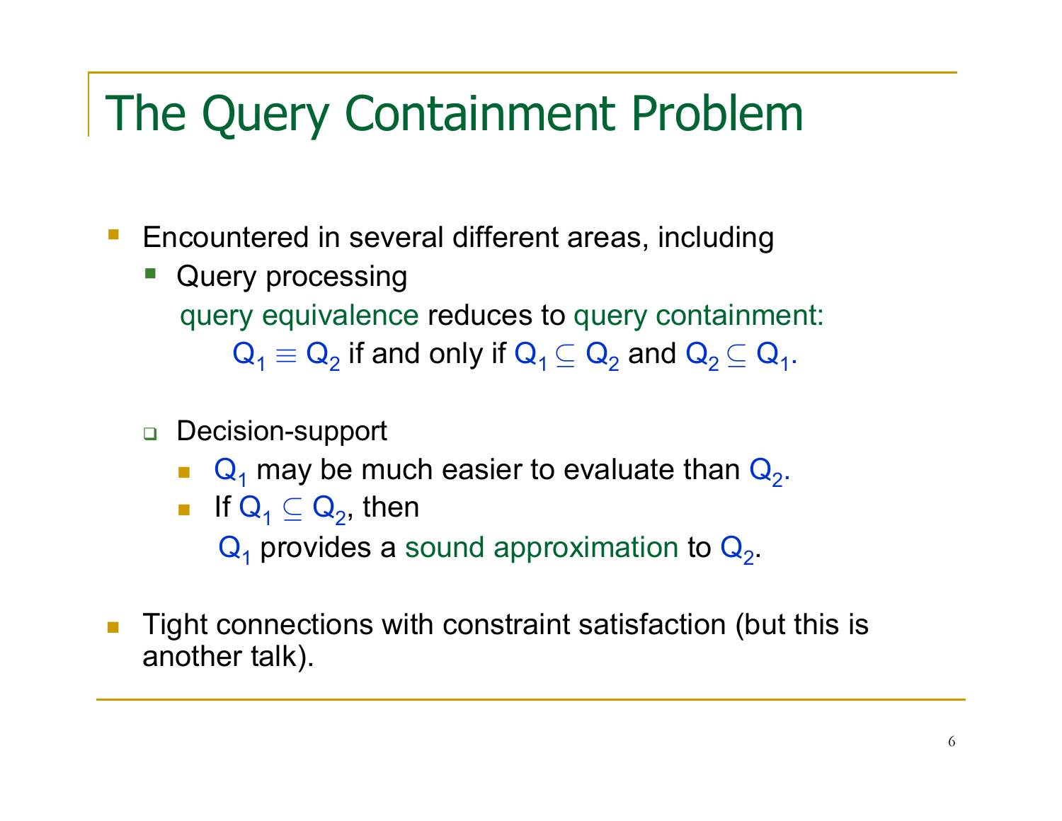# The Query Containment Problem

- Encountered in several different areas, including
  - Query processing

    query equivalence reduces to query containment:

    $Q_1 \equiv Q_2$ if and only if $Q_1 \subseteq Q_2$ and $Q_2 \subseteq Q_1$.

  - Decision-support
    - $Q_1$ may be much easier to evaluate than $Q_2$.
    - If $Q_1 \subseteq Q_2$, then

      $Q_1$ provides a sound approximation to $Q_2$.

- Tight connections with constraint satisfaction (but this is another talk).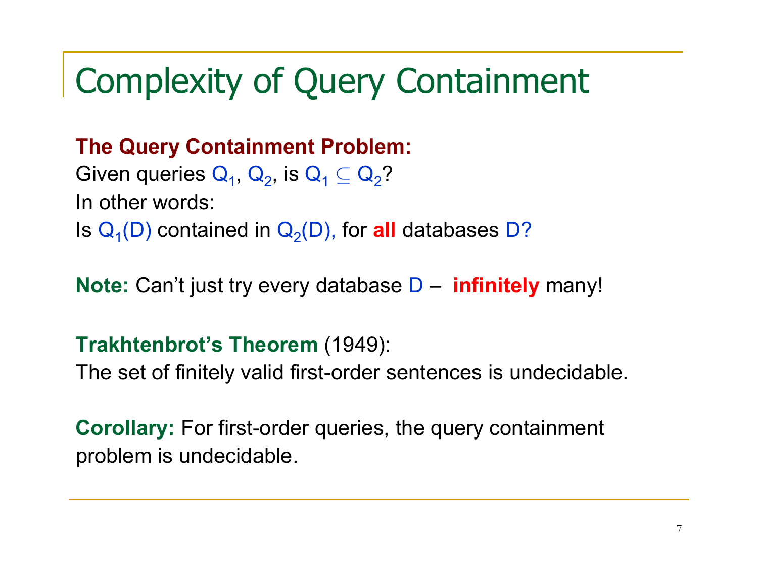# Complexity of Query Containment

**The Query Containment Problem:**

Given queries $Q_1$, $Q_2$, is $Q_1 \subseteq Q_2$?

In other words:

Is $Q_1(D)$ contained in $Q_2(D)$, for **all** databases $D$?

**Note:** Can't just try every database $D$ – **infinitely** many!

**Trakhtenbrot's Theorem** (1949):

The set of finitely valid first-order sentences is undecidable.

**Corollary:** For first-order queries, the query containment problem is undecidable.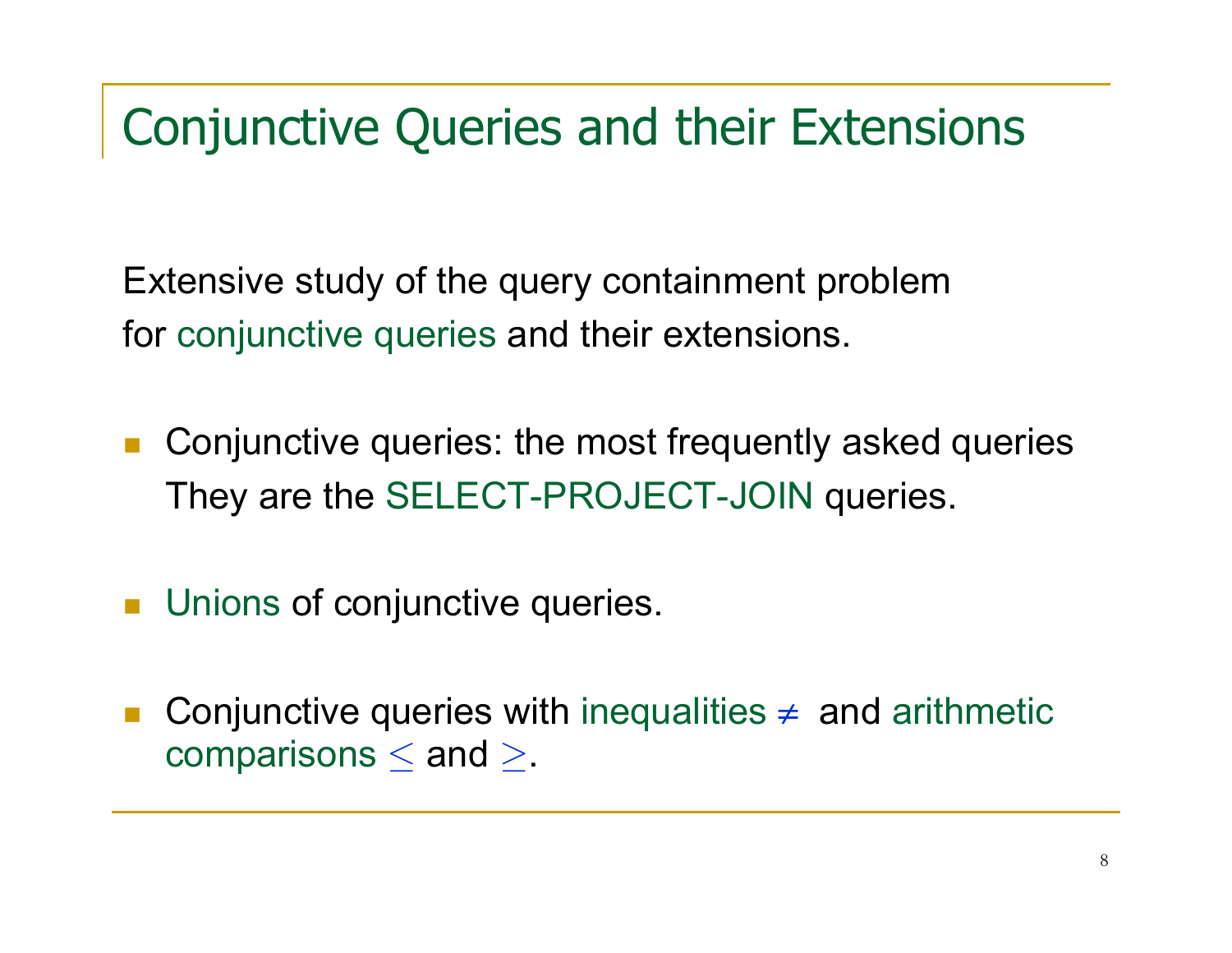# Conjunctive Queries and their Extensions

Extensive study of the query containment problem for conjunctive queries and their extensions.

- Conjunctive queries: the most frequently asked queries They are the SELECT-PROJECT-JOIN queries.
- Unions of conjunctive queries.
- Conjunctive queries with inequalities $\neq$ and arithmetic comparisons $\leq$ and $\geq$.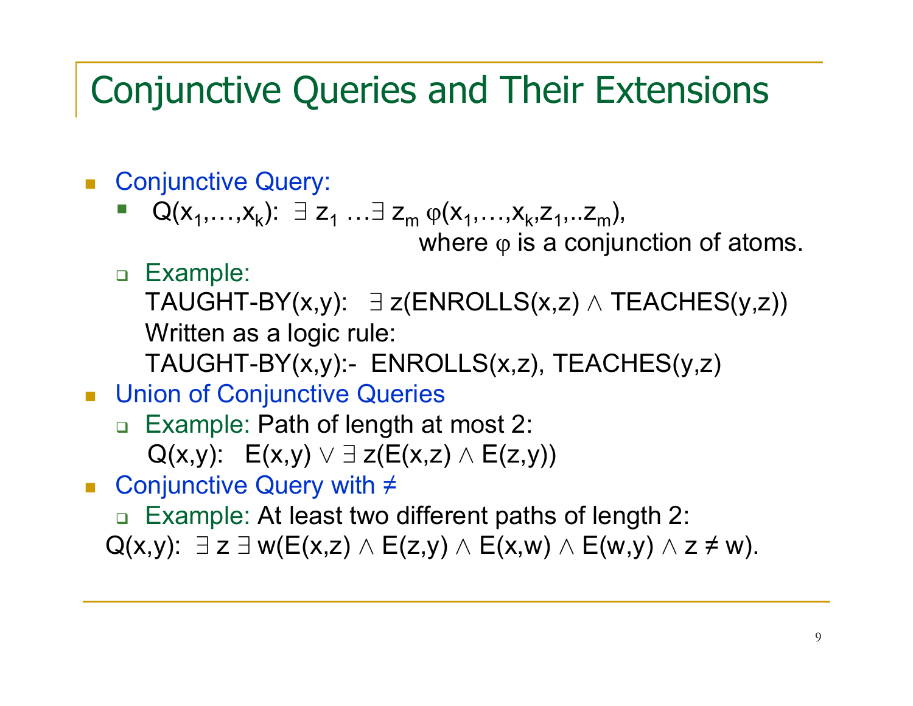# Conjunctive Queries and Their Extensions

- Conjunctive Query:
  - $Q(x_1,\ldots,x_k)$: $\exists z_1 \ldots \exists z_m \, \varphi(x_1,\ldots,x_k,z_1,..z_m)$,
    where $\varphi$ is a conjunction of atoms.
  - Example:
    TAUGHT-BY(x,y): $\exists$ z(ENROLLS(x,z) $\wedge$ TEACHES(y,z))
    Written as a logic rule:
    TAUGHT-BY(x,y):- ENROLLS(x,z), TEACHES(y,z)
- Union of Conjunctive Queries
  - Example: Path of length at most 2:
    $Q(x,y)$: $E(x,y) \vee \exists z(E(x,z) \wedge E(z,y))$
- Conjunctive Query with ≠
  - Example: At least two different paths of length 2:
    $Q(x,y)$: $\exists z \, \exists w(E(x,z) \wedge E(z,y) \wedge E(x,w) \wedge E(w,y) \wedge z \neq w)$.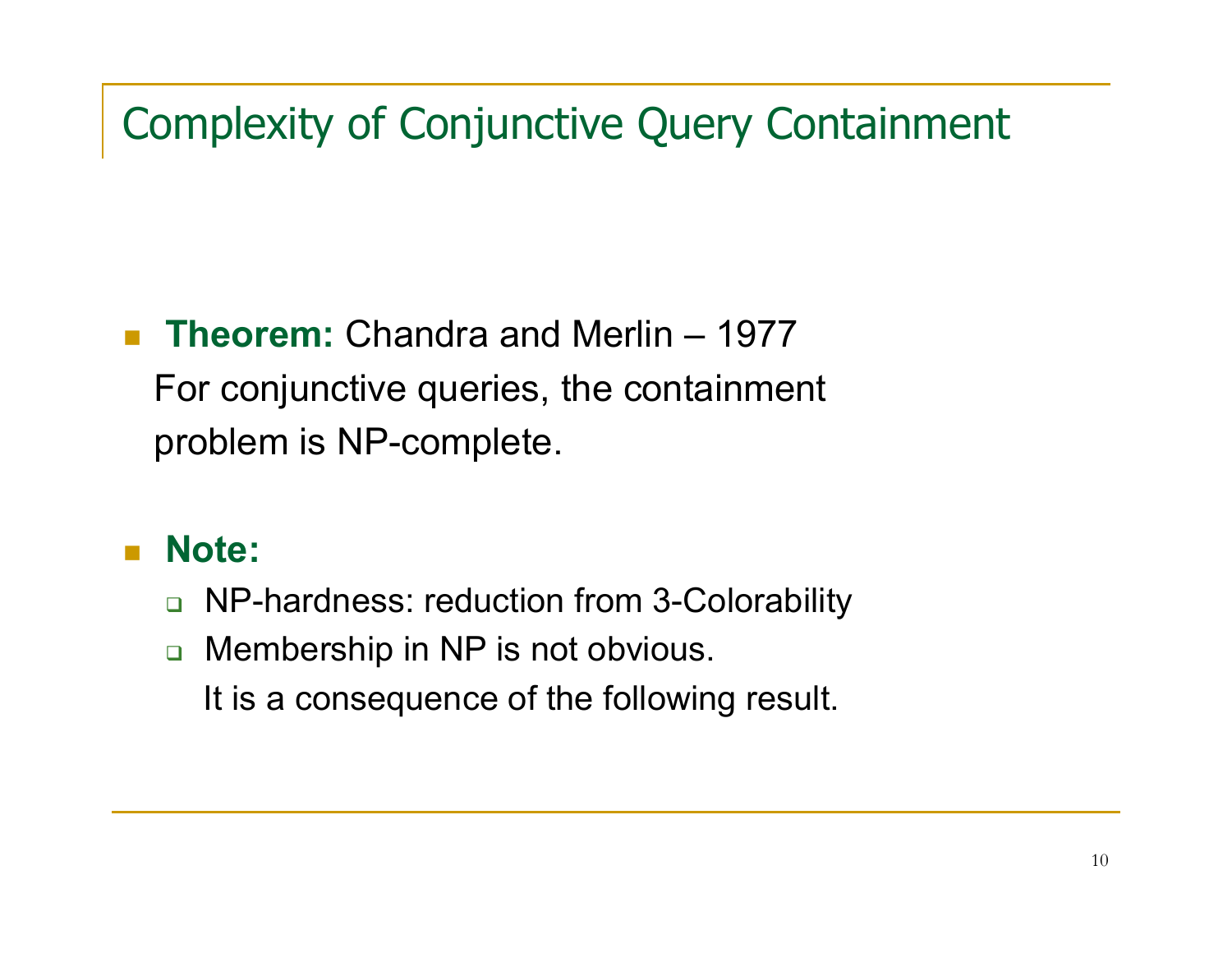# Complexity of Conjunctive Query Containment

- **Theorem:** Chandra and Merlin – 1977
  For conjunctive queries, the containment problem is NP-complete.

- **Note:**
  - NP-hardness: reduction from 3-Colorability
  - Membership in NP is not obvious.
    It is a consequence of the following result.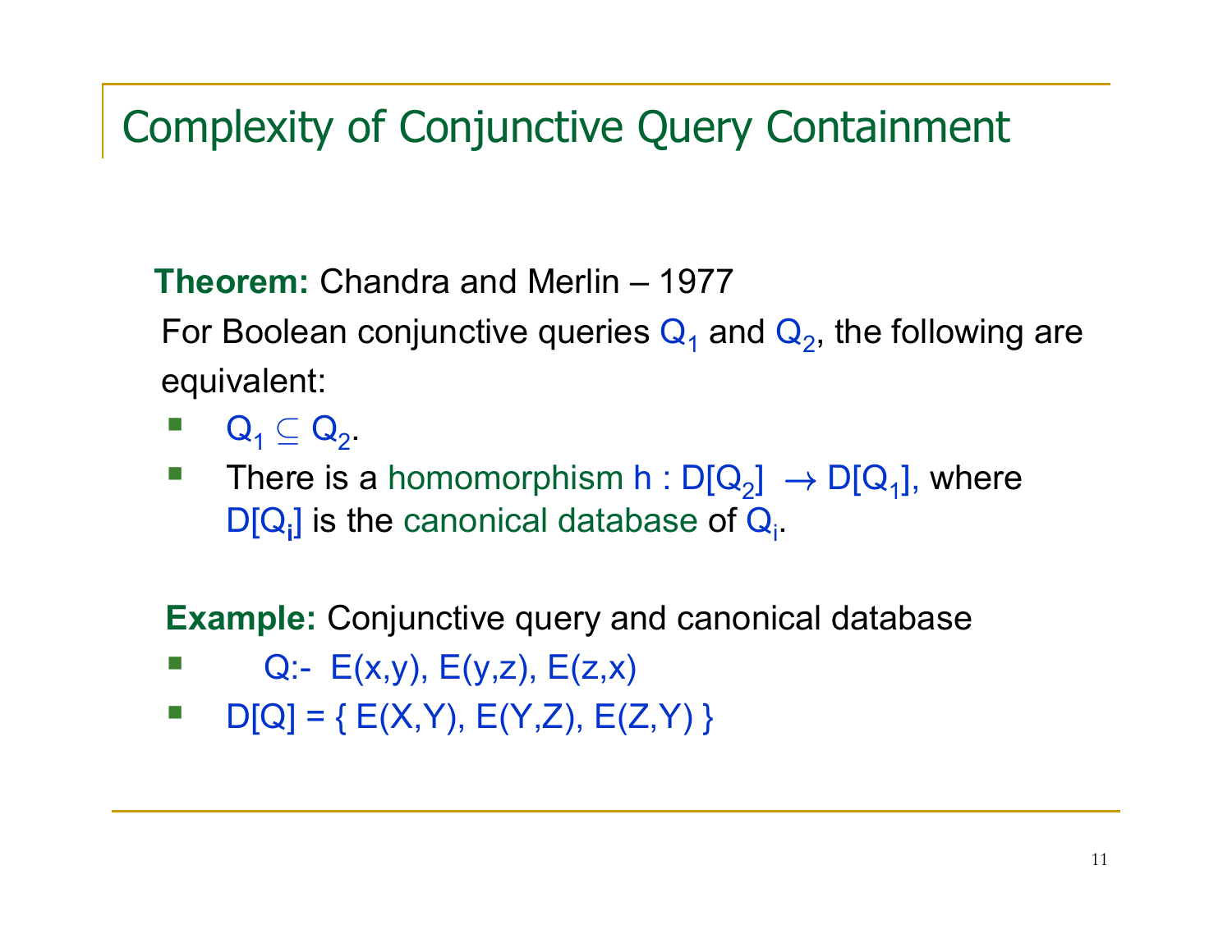# Complexity of Conjunctive Query Containment

**Theorem:** Chandra and Merlin – 1977

For Boolean conjunctive queries $Q_1$ and $Q_2$, the following are equivalent:

- $Q_1 \subseteq Q_2$.
- There is a homomorphism $h : D[Q_2] \rightarrow D[Q_1]$, where $D[Q_i]$ is the canonical database of $Q_i$.

**Example:** Conjunctive query and canonical database

- Q:- E(x,y), E(y,z), E(z,x)
- D[Q] = { E(X,Y), E(Y,Z), E(Z,Y) }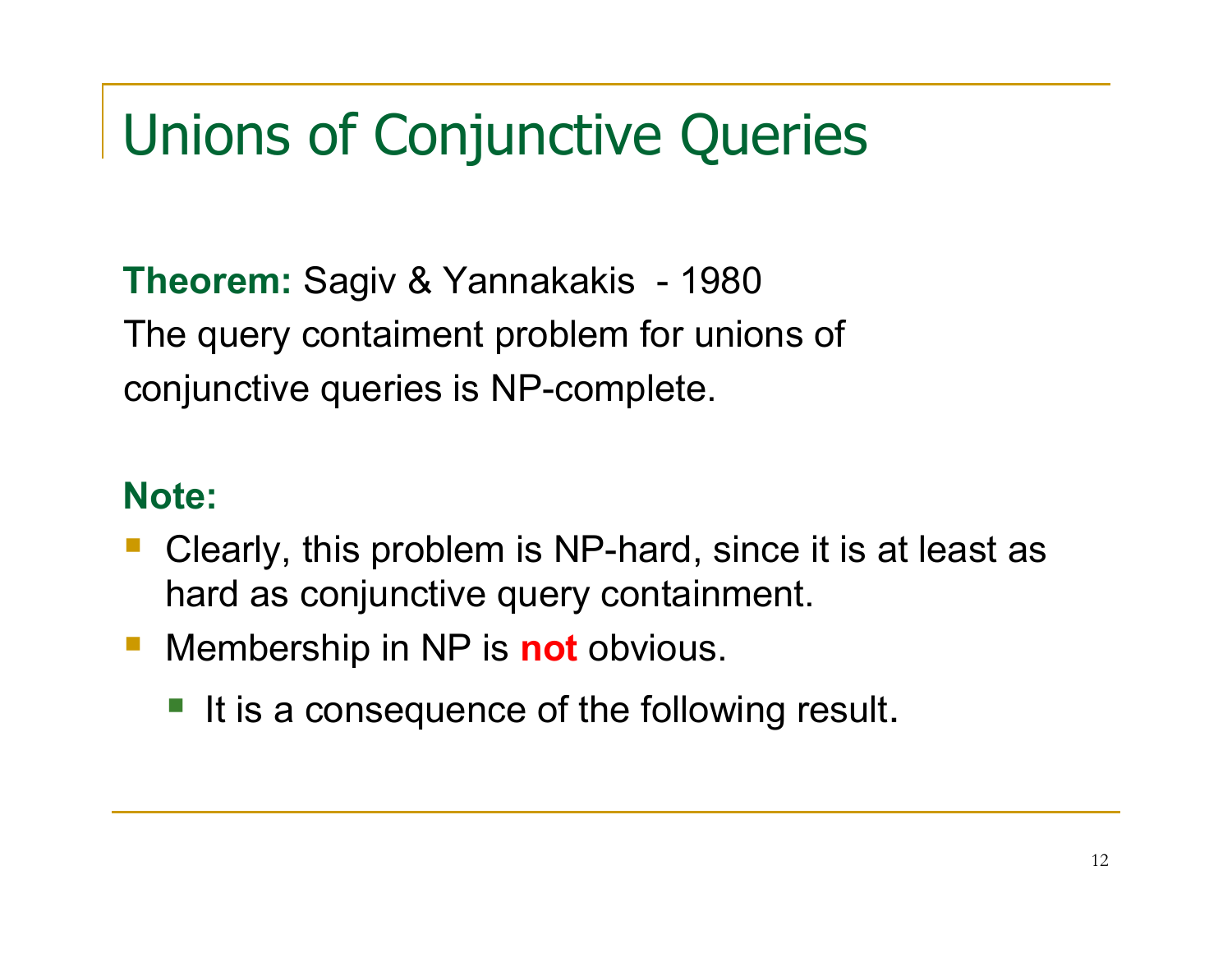# Unions of Conjunctive Queries

**Theorem:** Sagiv & Yannakakis - 1980

The query contaiment problem for unions of conjunctive queries is NP-complete.

**Note:**

- Clearly, this problem is NP-hard, since it is at least as hard as conjunctive query containment.
- Membership in NP is **not** obvious.
  - It is a consequence of the following result.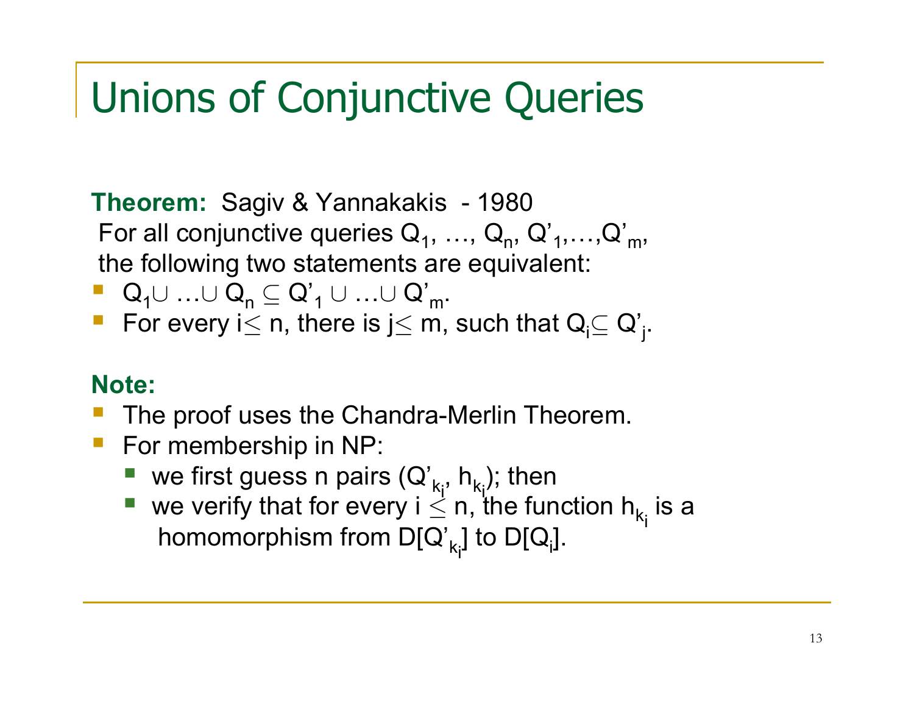# Unions of Conjunctive Queries

**Theorem:** Sagiv & Yannakakis - 1980
For all conjunctive queries $Q_1, \ldots, Q_n, Q'_1, \ldots, Q'_m$, the following two statements are equivalent:

- $Q_1 \cup \ldots \cup Q_n \subseteq Q'_1 \cup \ldots \cup Q'_m$.
- For every $i \leq n$, there is $j \leq m$, such that $Q_i \subseteq Q'_j$.

**Note:**

- The proof uses the Chandra-Merlin Theorem.
- For membership in NP:
  - we first guess n pairs $(Q'_{k_i}, h_{k_i})$; then
  - we verify that for every $i \leq n$, the function $h_{k_i}$ is a homomorphism from $D[Q'_{k_i}]$ to $D[Q_i]$.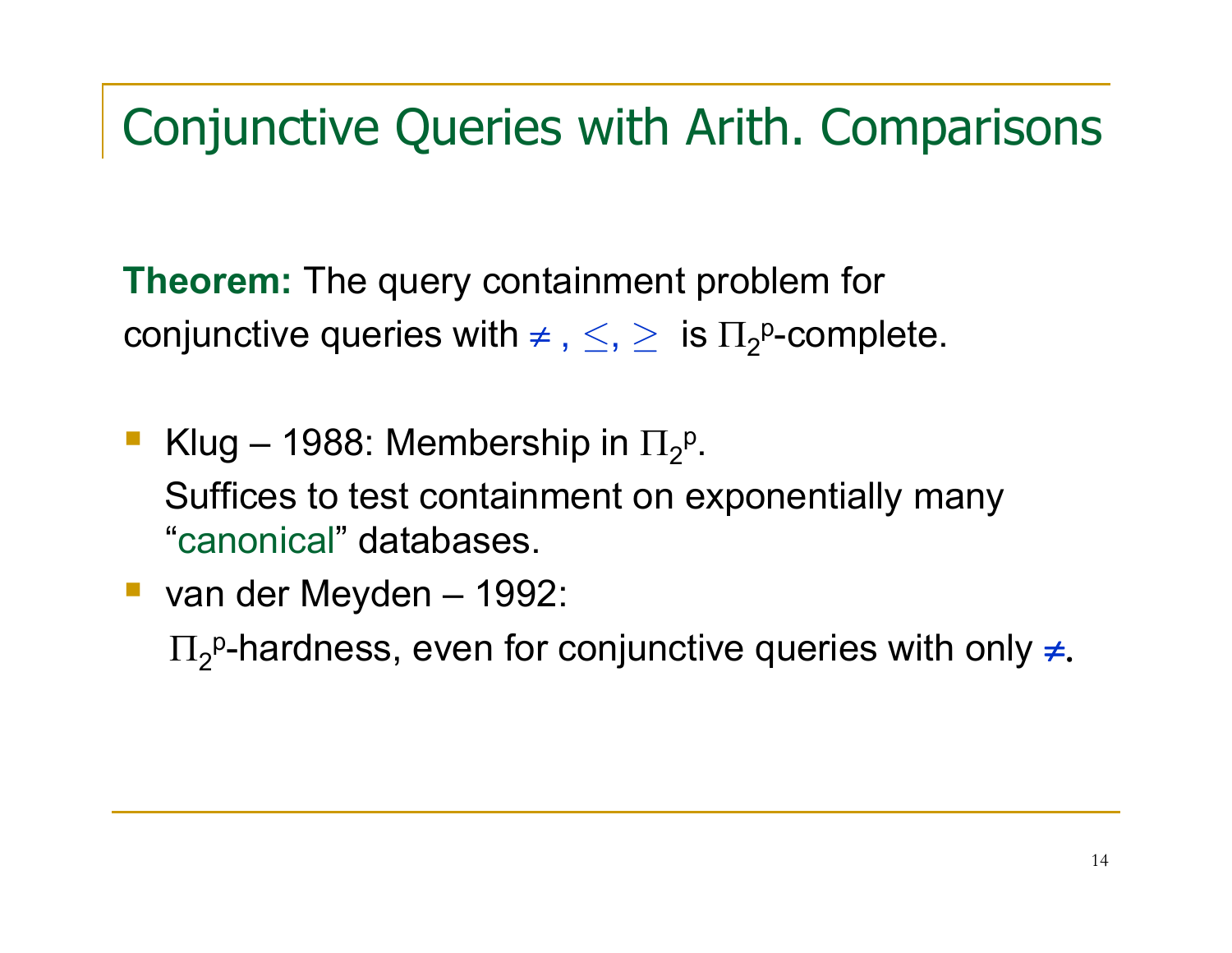# Conjunctive Queries with Arith. Comparisons

**Theorem:** The query containment problem for conjunctive queries with $\neq$, $\leq$, $\geq$ is $\Pi_2^p$-complete.

- Klug – 1988: Membership in $\Pi_2^p$.
  Suffices to test containment on exponentially many "canonical" databases.
- van der Meyden – 1992:
  $\Pi_2^p$-hardness, even for conjunctive queries with only $\neq$.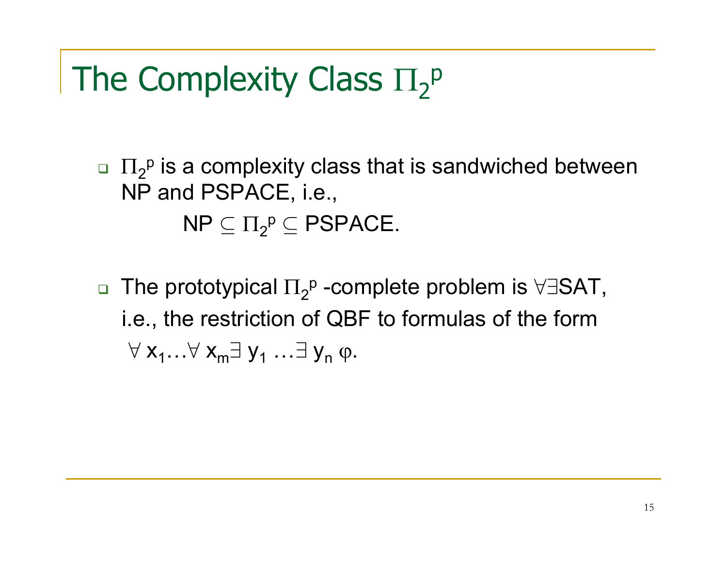# The Complexity Class $\Pi_2^p$

- $\Pi_2^p$ is a complexity class that is sandwiched between NP and PSPACE, i.e.,

  $$\text{NP} \subseteq \Pi_2^p \subseteq \text{PSPACE}.$$

- The prototypical $\Pi_2^p$ -complete problem is $\forall\exists$SAT, i.e., the restriction of QBF to formulas of the form $\forall x_1 \ldots \forall x_m \exists y_1 \ldots \exists y_n \varphi$.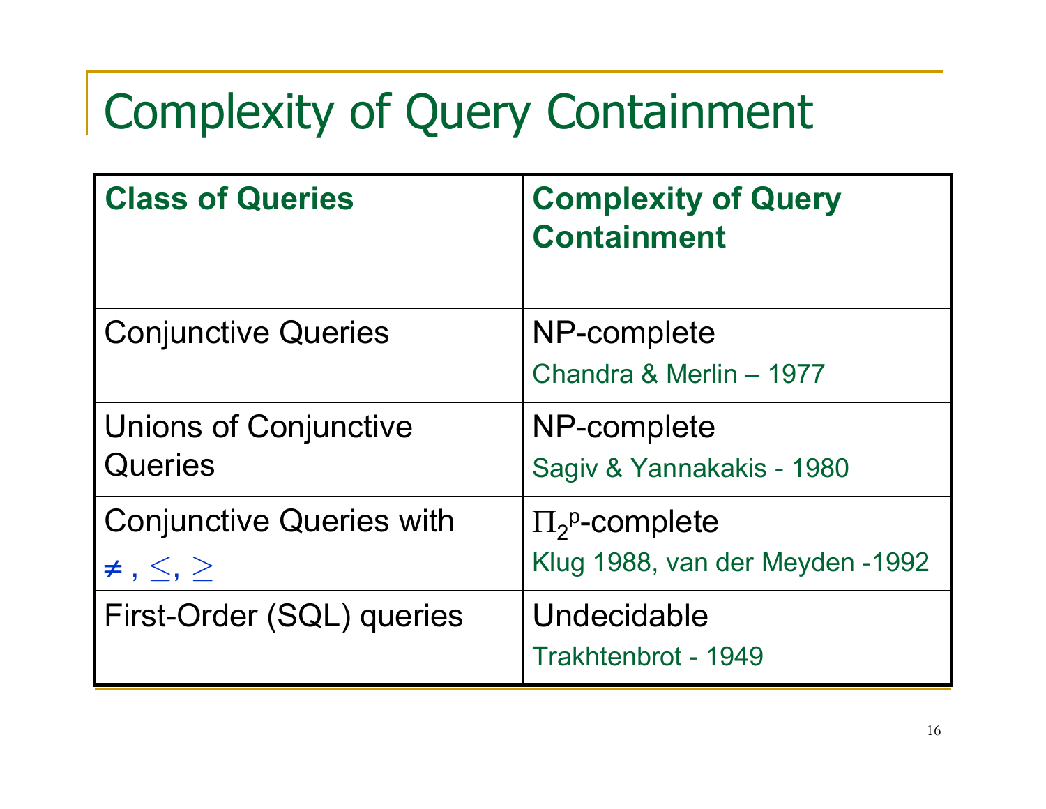# Complexity of Query Containment

| **Class of Queries** | **Complexity of Query Containment** |
|---|---|
| Conjunctive Queries | NP-complete<br>Chandra & Merlin – 1977 |
| Unions of Conjunctive Queries | NP-complete<br>Sagiv & Yannakakis - 1980 |
| Conjunctive Queries with $\neq$, $\leq$, $\geq$ | $\Pi_2^p$-complete<br>Klug 1988, van der Meyden -1992 |
| First-Order (SQL) queries | Undecidable<br>Trakhtenbrot - 1949 |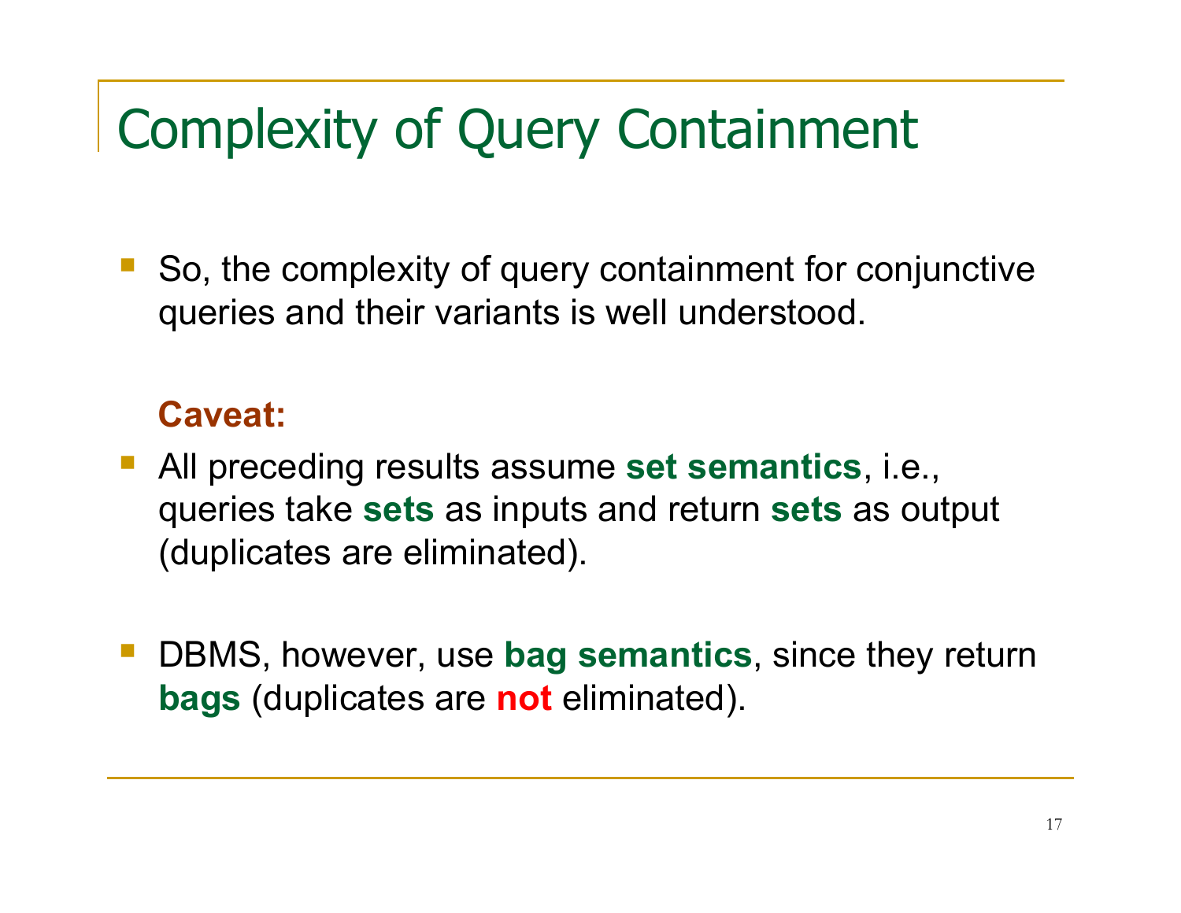# Complexity of Query Containment

- So, the complexity of query containment for conjunctive queries and their variants is well understood.

**Caveat:**

- All preceding results assume **set semantics**, i.e., queries take **sets** as inputs and return **sets** as output (duplicates are eliminated).

- DBMS, however, use **bag semantics**, since they return **bags** (duplicates are **not** eliminated).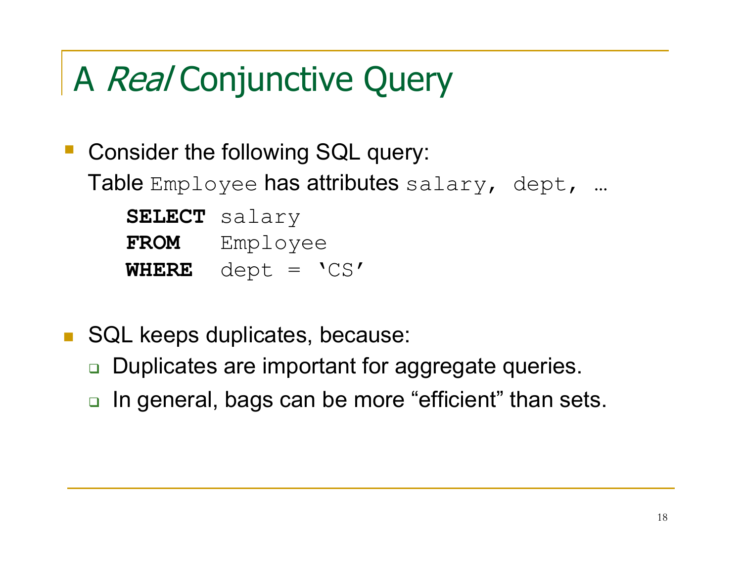# A *Real* Conjunctive Query

- Consider the following SQL query:

  Table `Employee` has attributes `salary, dept, …`

```
SELECT salary
FROM   Employee
WHERE  dept = 'CS'
```

- SQL keeps duplicates, because:
  - Duplicates are important for aggregate queries.
  - In general, bags can be more "efficient" than sets.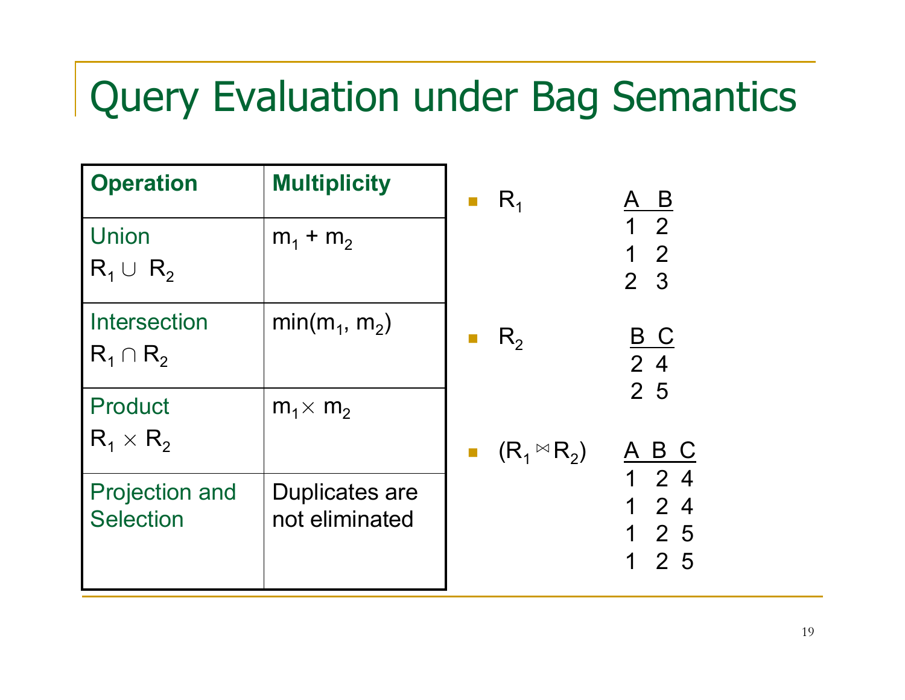# Query Evaluation under Bag Semantics

| Operation | Multiplicity |
|---|---|
| Union $R_1 \cup R_2$ | $m_1 + m_2$ |
| Intersection $R_1 \cap R_2$ | $\min(m_1, m_2)$ |
| Product $R_1 \times R_2$ | $m_1 \times m_2$ |
| Projection and Selection | Duplicates are not eliminated |

- $R_1$

| A | B |
|---|---|
| 1 | 2 |
| 1 | 2 |
| 2 | 3 |

- $R_2$

| B | C |
|---|---|
| 2 | 4 |
| 2 | 5 |

- $(R_1 \bowtie R_2)$

| A | B | C |
|---|---|---|
| 1 | 2 | 4 |
| 1 | 2 | 4 |
| 1 | 2 | 5 |
| 1 | 2 | 5 |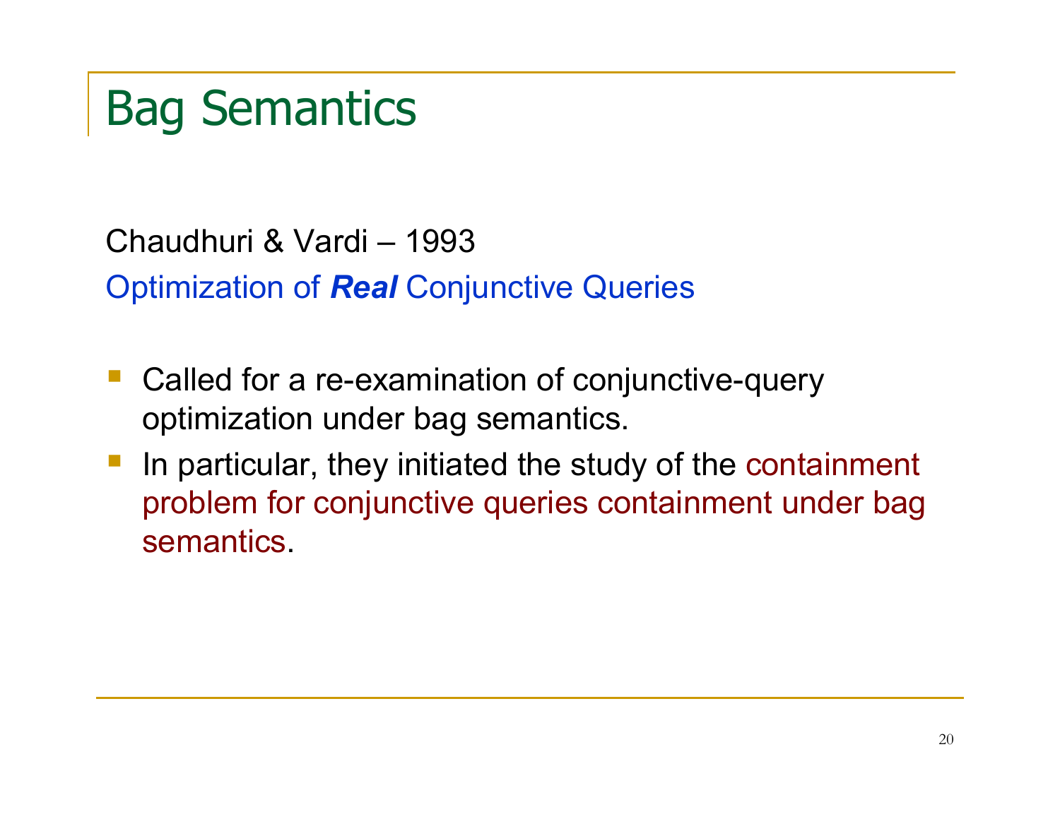# Bag Semantics

Chaudhuri & Vardi – 1993

Optimization of ***Real*** Conjunctive Queries

- Called for a re-examination of conjunctive-query optimization under bag semantics.
- In particular, they initiated the study of the containment problem for conjunctive queries containment under bag semantics.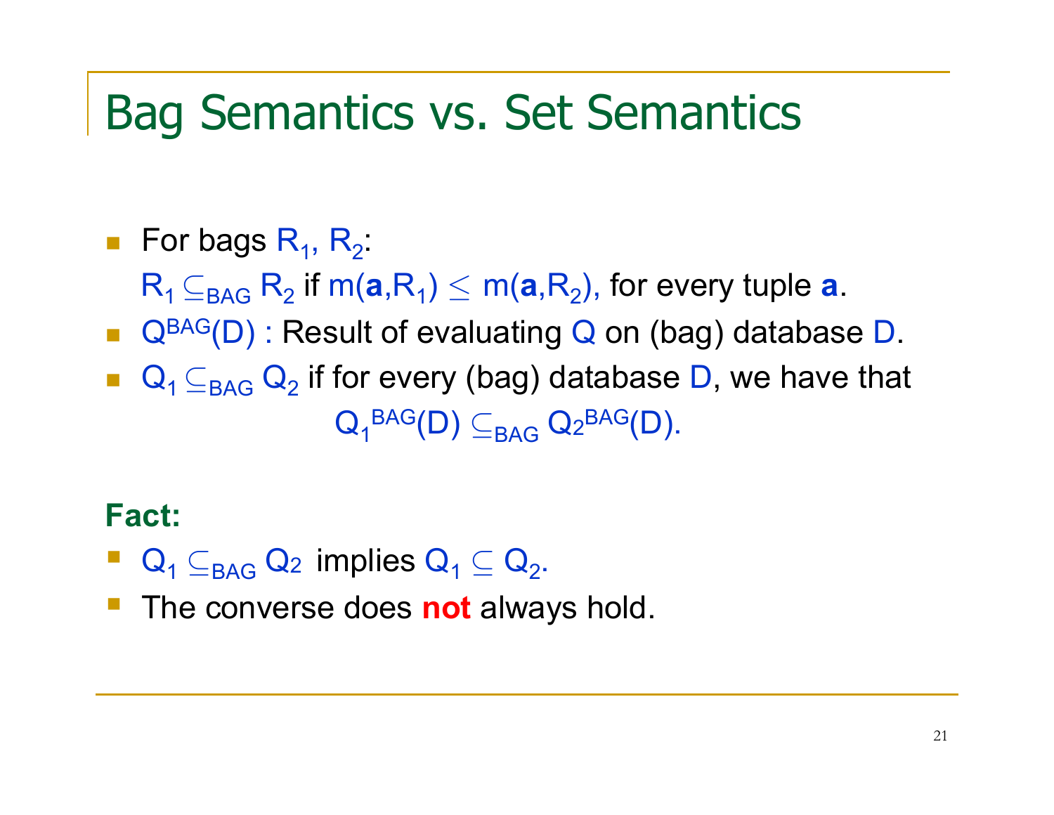# Bag Semantics vs. Set Semantics

- For bags $R_1$, $R_2$:
  $R_1 \subseteq_{BAG} R_2$ if $m(\mathbf{a},R_1) \leq m(\mathbf{a},R_2)$, for every tuple $\mathbf{a}$.
- $Q^{BAG}(D)$ : Result of evaluating $Q$ on (bag) database $D$.
- $Q_1 \subseteq_{BAG} Q_2$ if for every (bag) database $D$, we have that

$$Q_1^{BAG}(D) \subseteq_{BAG} Q_2^{BAG}(D).$$

**Fact:**

- $Q_1 \subseteq_{BAG} Q_2$ implies $Q_1 \subseteq Q_2$.
- The converse does **not** always hold.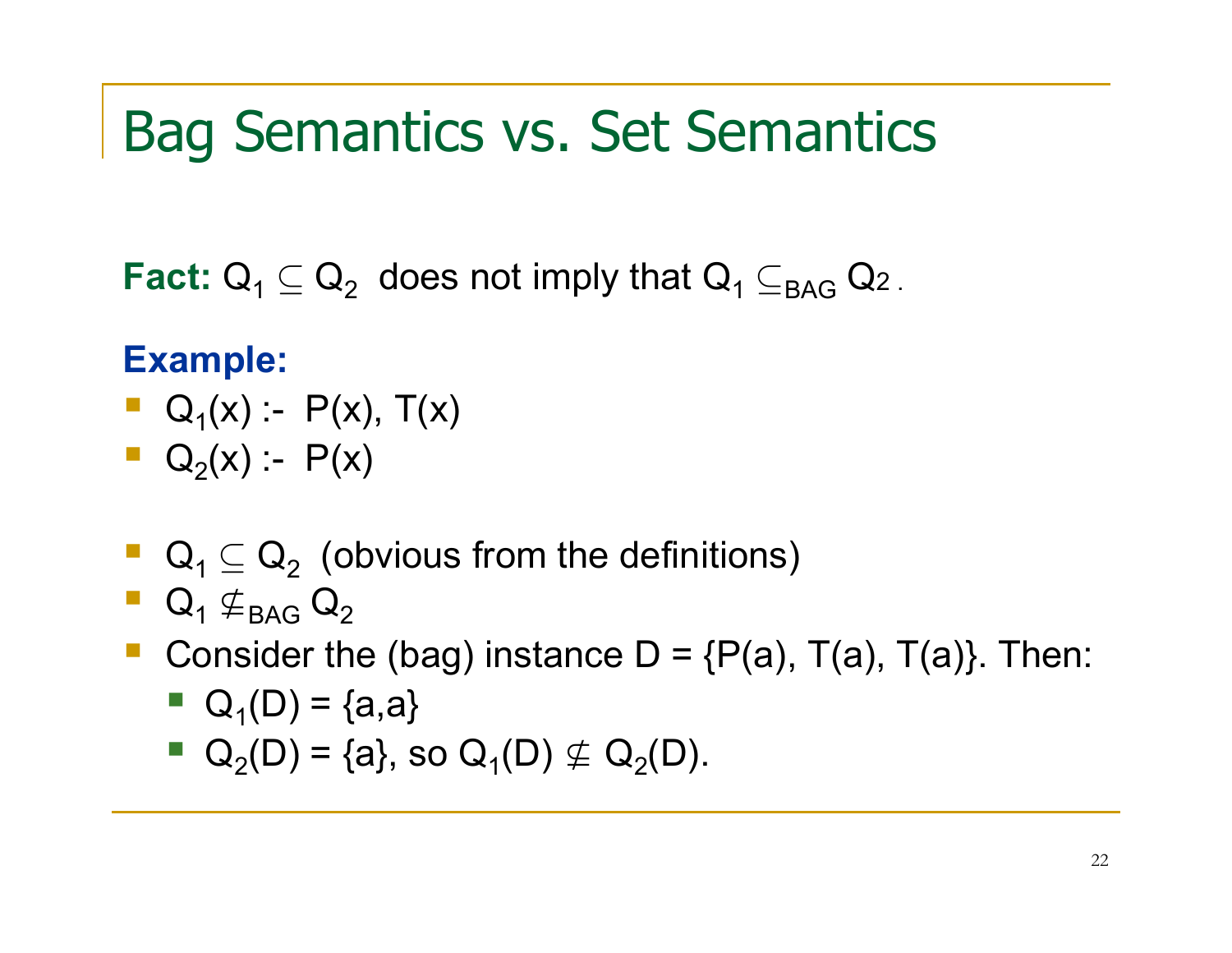# Bag Semantics vs. Set Semantics

**Fact:** $Q_1 \subseteq Q_2$ does not imply that $Q_1 \subseteq_{BAG} Q_2$.

**Example:**

- $Q_1(x)$ :- $P(x), T(x)$
- $Q_2(x)$ :- $P(x)$

- $Q_1 \subseteq Q_2$ (obvious from the definitions)
- $Q_1 \not\subseteq_{BAG} Q_2$
- Consider the (bag) instance D = {P(a), T(a), T(a)}. Then:
  - $Q_1(D)$ = {a,a}
  - $Q_2(D)$ = {a}, so $Q_1(D) \not\subseteq Q_2(D)$.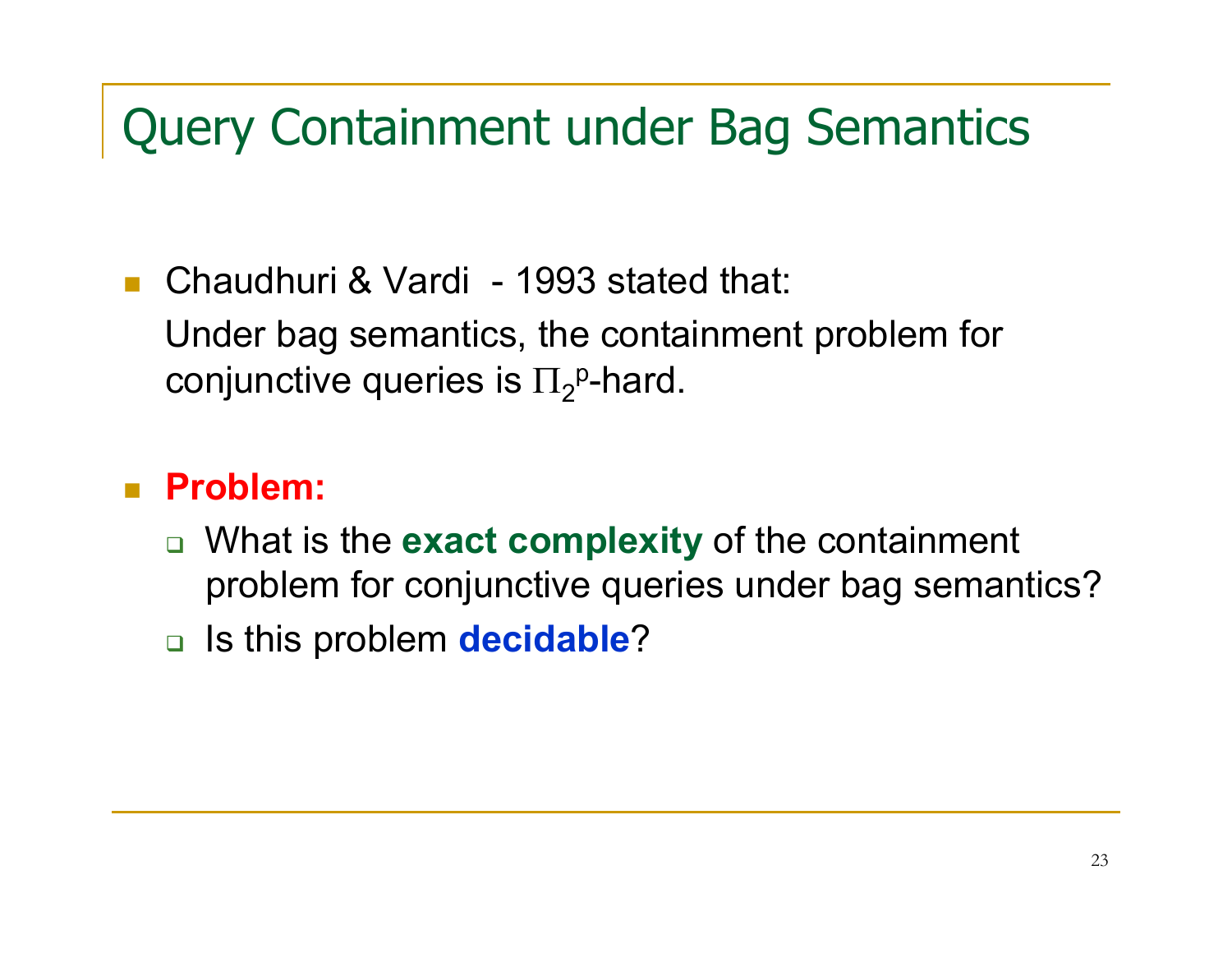# Query Containment under Bag Semantics

- Chaudhuri & Vardi - 1993 stated that:
  
  Under bag semantics, the containment problem for conjunctive queries is $\Pi_2^p$-hard.

- **Problem:**
  - What is the **exact complexity** of the containment problem for conjunctive queries under bag semantics?
  - Is this problem **decidable**?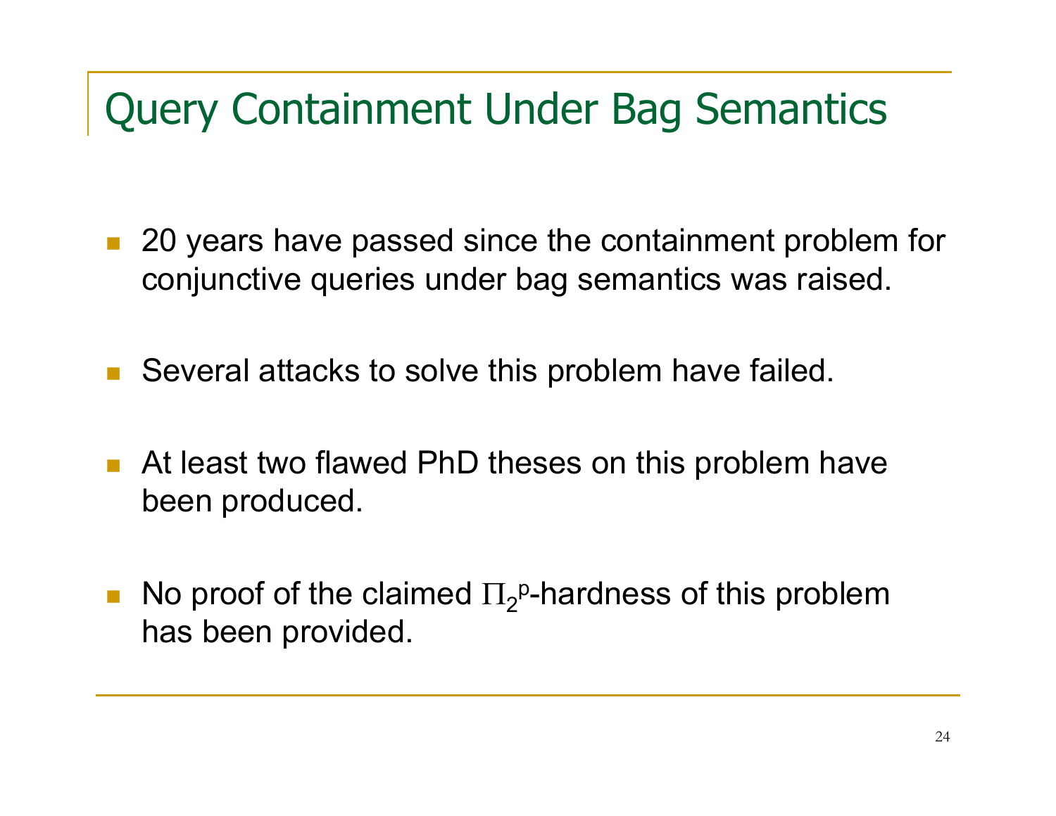# Query Containment Under Bag Semantics

- 20 years have passed since the containment problem for conjunctive queries under bag semantics was raised.
- Several attacks to solve this problem have failed.
- At least two flawed PhD theses on this problem have been produced.
- No proof of the claimed $\Pi_2^p$-hardness of this problem has been provided.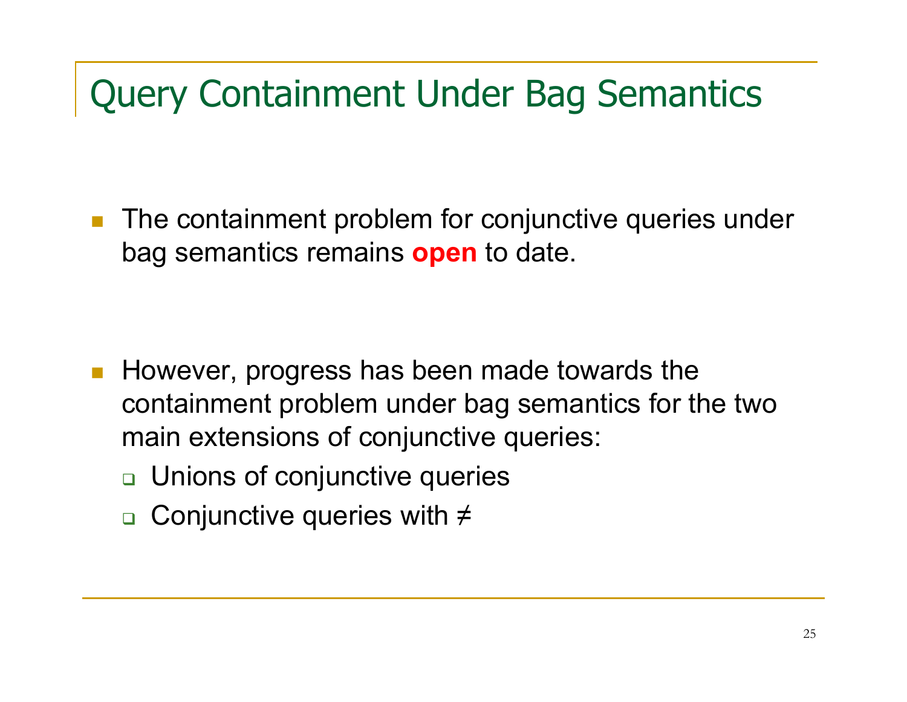# Query Containment Under Bag Semantics

- The containment problem for conjunctive queries under bag semantics remains **open** to date.

- However, progress has been made towards the containment problem under bag semantics for the two main extensions of conjunctive queries:
  - Unions of conjunctive queries
  - Conjunctive queries with ≠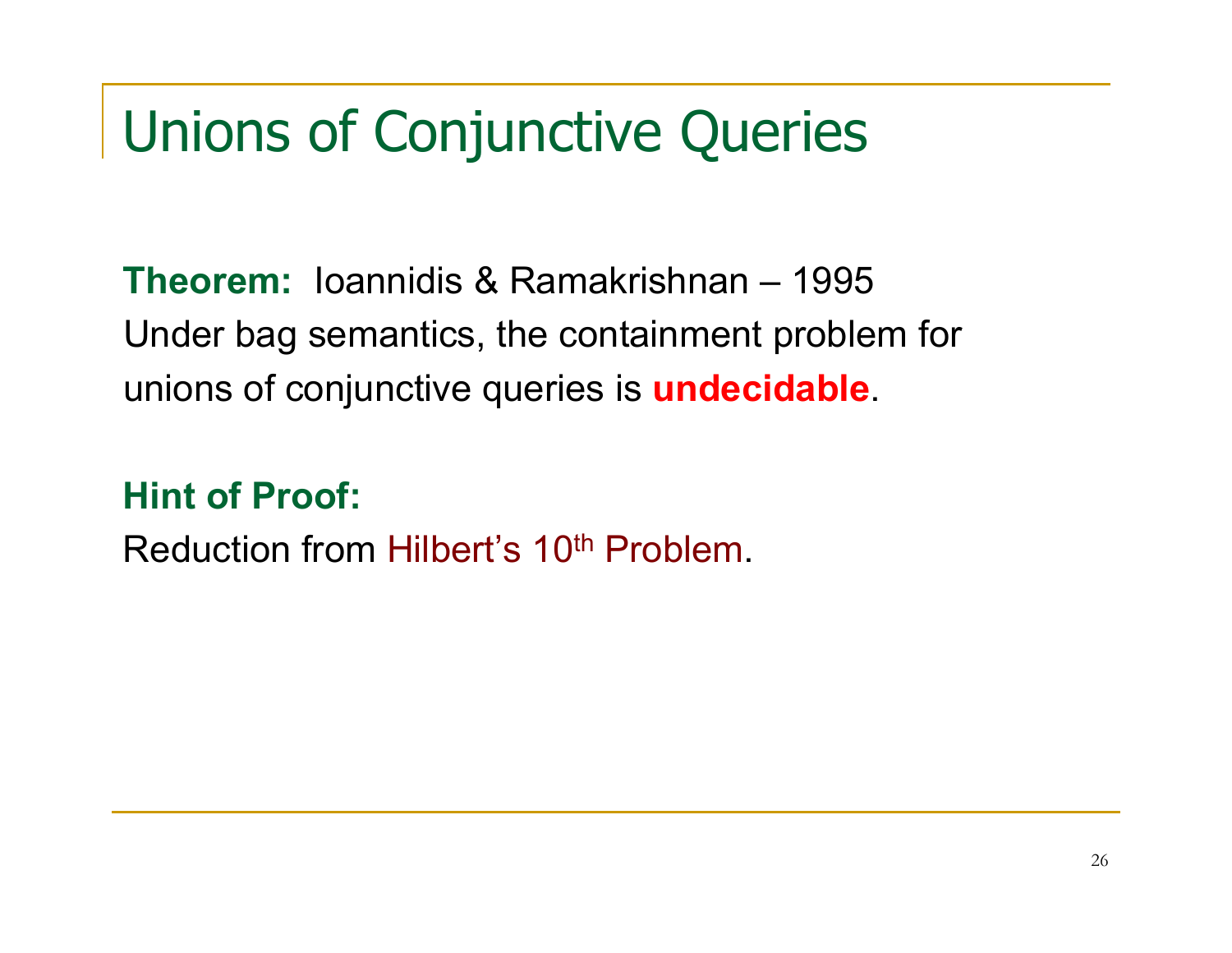# Unions of Conjunctive Queries

**Theorem:** Ioannidis & Ramakrishnan – 1995
Under bag semantics, the containment problem for unions of conjunctive queries is **undecidable**.

**Hint of Proof:**
Reduction from Hilbert's $10^{th}$ Problem.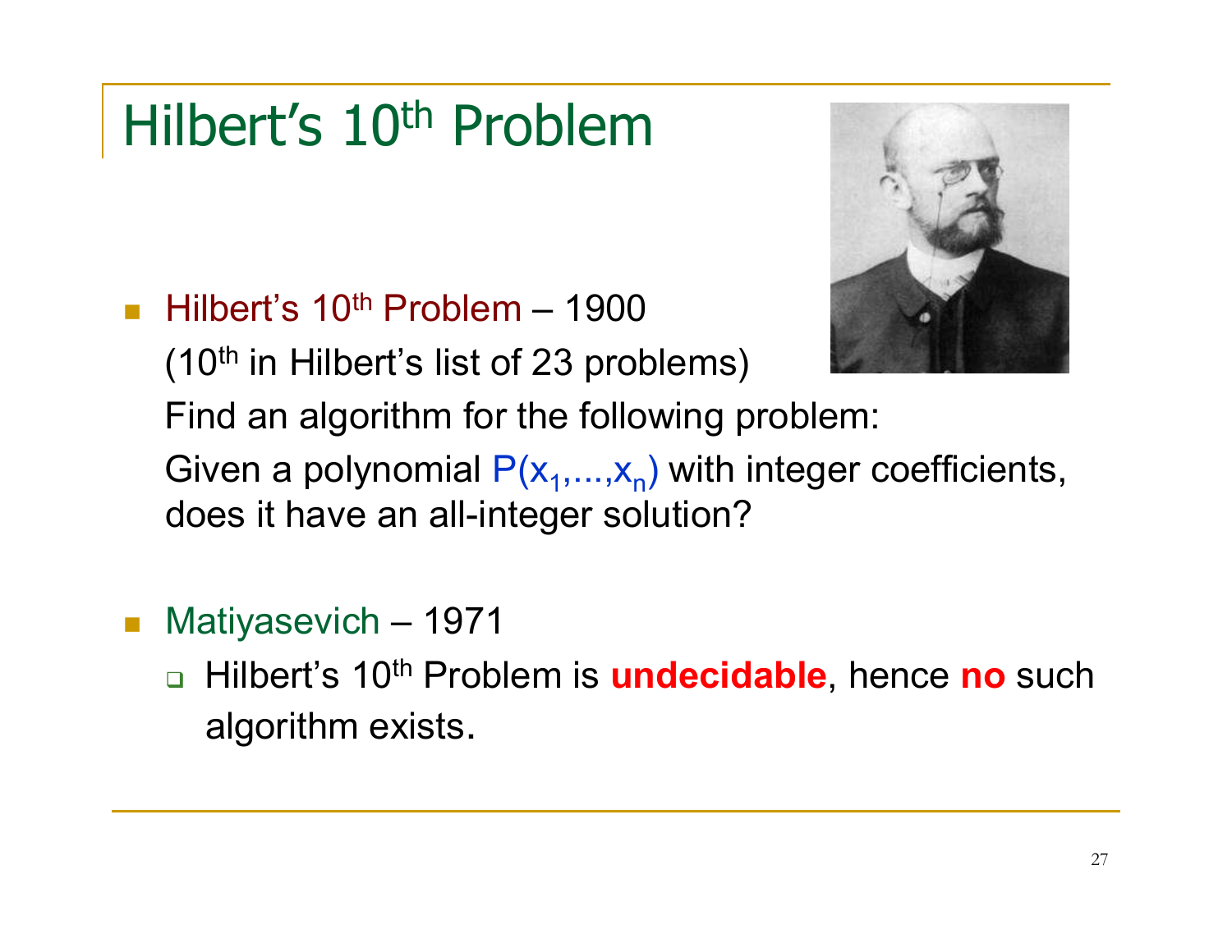# Hilbert's 10th Problem

- Hilbert's 10th Problem – 1900
  (10th in Hilbert's list of 23 problems)
  Find an algorithm for the following problem:
  Given a polynomial $P(x_1,\ldots,x_n)$ with integer coefficients, does it have an all-integer solution?

- Matiyasevich – 1971
  - Hilbert's 10th Problem is **undecidable**, hence **no** such algorithm exists.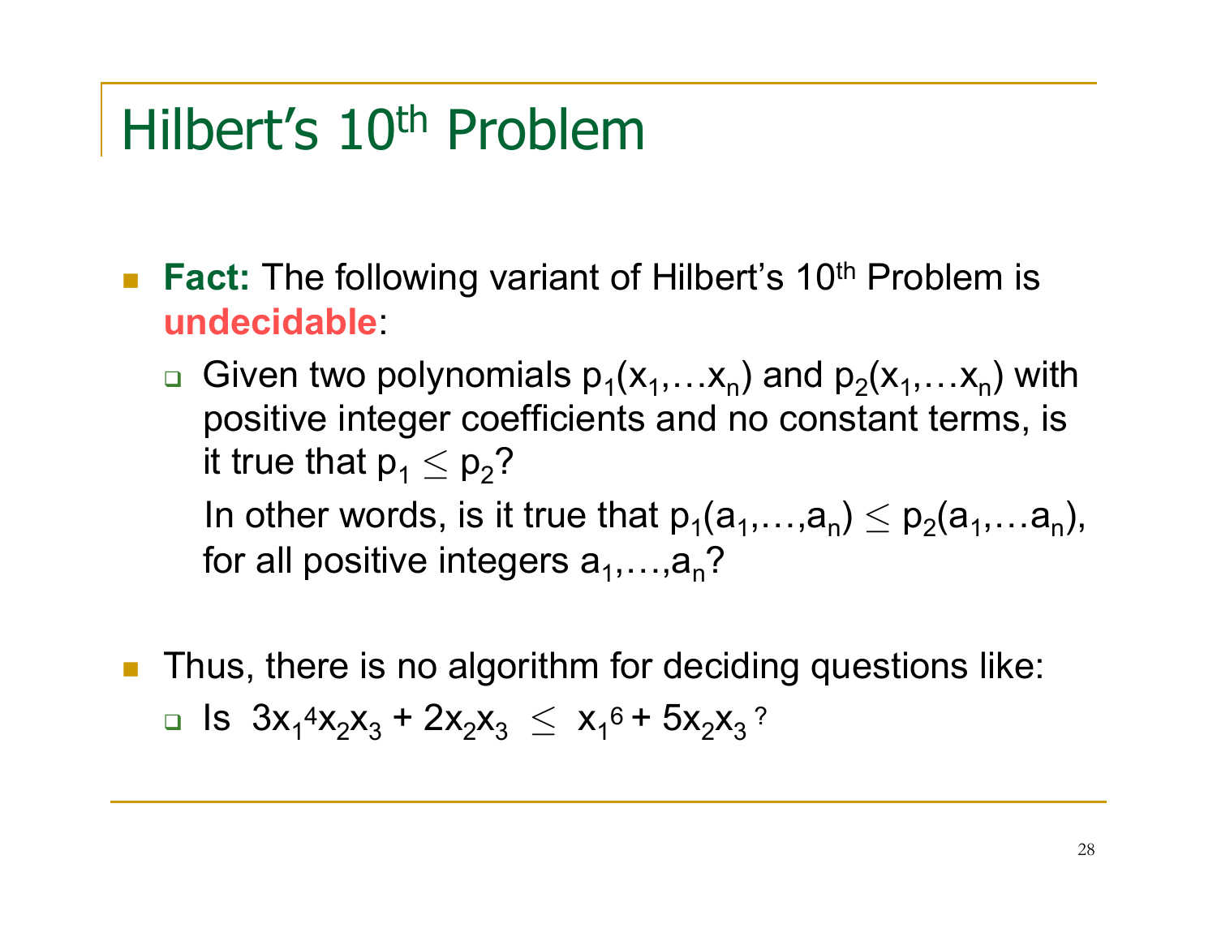# Hilbert's 10th Problem

- **Fact:** The following variant of Hilbert's 10th Problem is **undecidable**:
  - Given two polynomials $p_1(x_1,\ldots x_n)$ and $p_2(x_1,\ldots x_n)$ with positive integer coefficients and no constant terms, is it true that $p_1 \leq p_2$?

    In other words, is it true that $p_1(a_1,\ldots,a_n) \leq p_2(a_1,\ldots a_n)$, for all positive integers $a_1,\ldots,a_n$?

- Thus, there is no algorithm for deciding questions like:
  - Is $3x_1^4x_2x_3 + 2x_2x_3 \leq x_1^6 + 5x_2x_3$ ?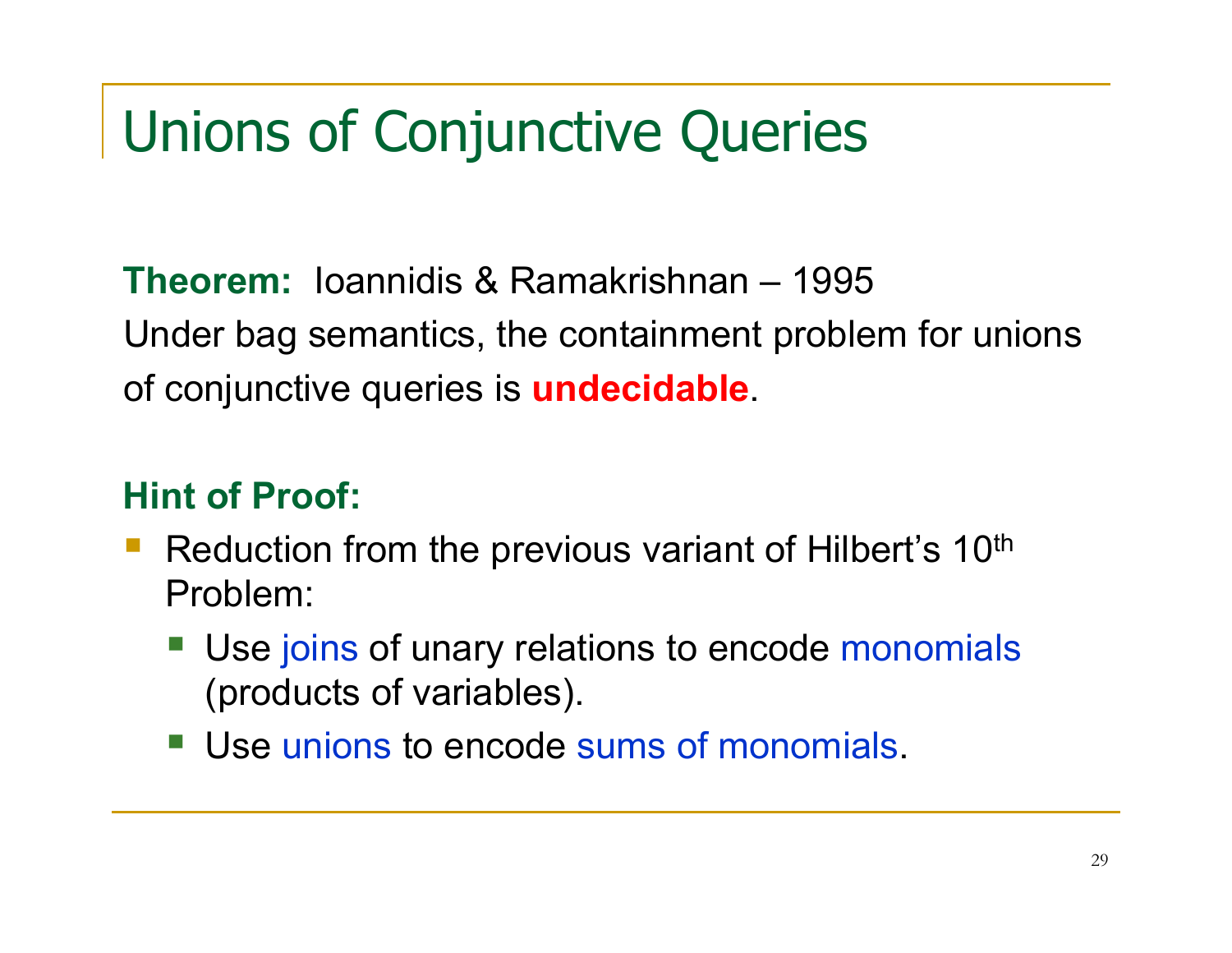# Unions of Conjunctive Queries

**Theorem:** Ioannidis & Ramakrishnan – 1995
Under bag semantics, the containment problem for unions of conjunctive queries is **undecidable**.

**Hint of Proof:**

- Reduction from the previous variant of Hilbert's $10^{th}$ Problem:
  - Use joins of unary relations to encode monomials (products of variables).
  - Use unions to encode sums of monomials.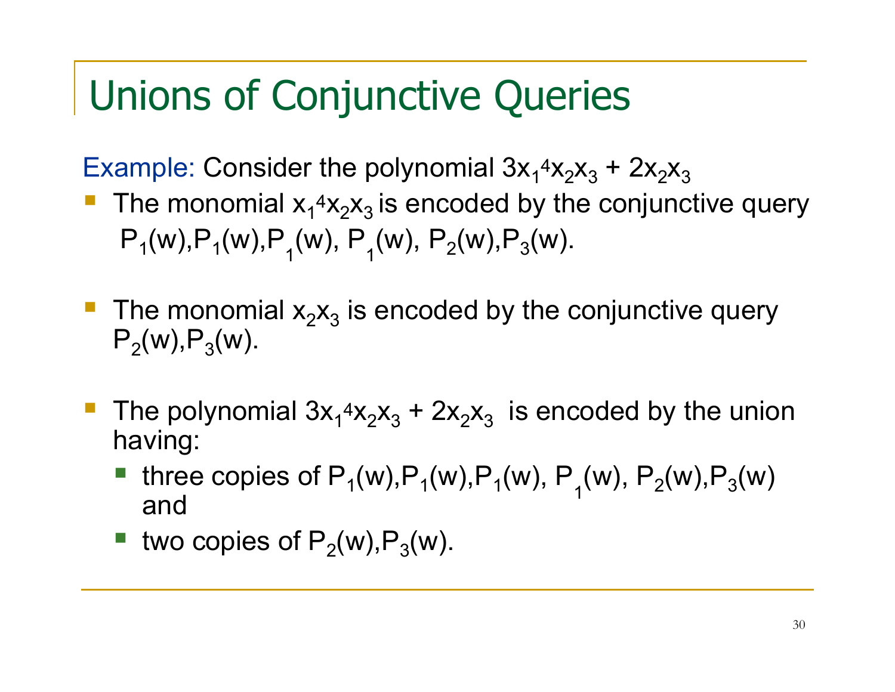# Unions of Conjunctive Queries

Example: Consider the polynomial $3x_1^4x_2x_3 + 2x_2x_3$

- The monomial $x_1^4x_2x_3$ is encoded by the conjunctive query $P_1(w),P_1(w),P_1(w), P_1(w), P_2(w),P_3(w)$.
- The monomial $x_2x_3$ is encoded by the conjunctive query $P_2(w),P_3(w)$.
- The polynomial $3x_1^4x_2x_3 + 2x_2x_3$ is encoded by the union having:
  - three copies of $P_1(w),P_1(w),P_1(w), P_1(w), P_2(w),P_3(w)$ and
  - two copies of $P_2(w),P_3(w)$.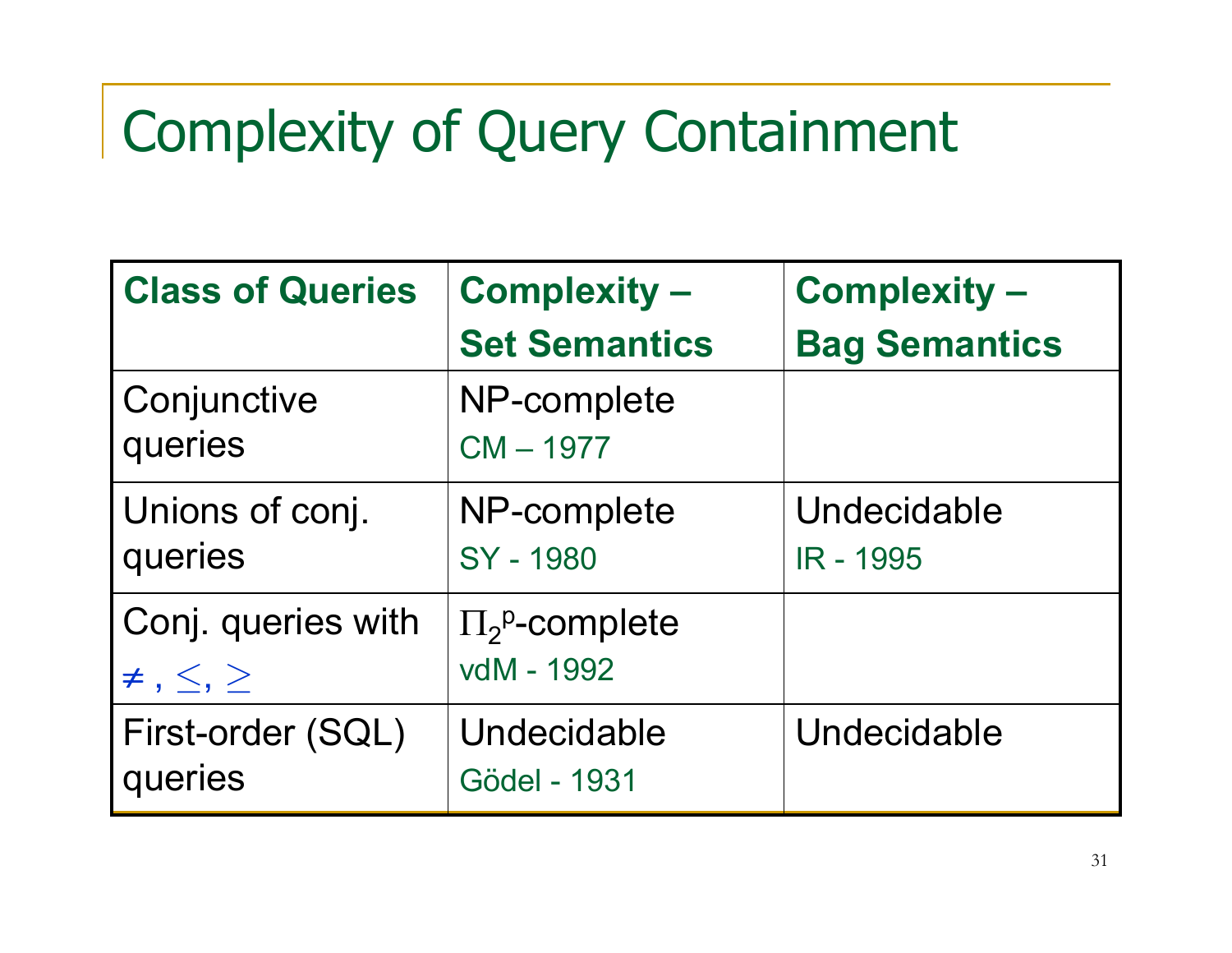# Complexity of Query Containment

| Class of Queries | Complexity – Set Semantics | Complexity – Bag Semantics |
|---|---|---|
| Conjunctive queries | NP-complete<br>CM – 1977 | |
| Unions of conj. queries | NP-complete<br>SY - 1980 | Undecidable<br>IR - 1995 |
| Conj. queries with $\neq$, $\leq$, $\geq$ | $\Pi_2^p$-complete<br>vdM - 1992 | |
| First-order (SQL) queries | Undecidable<br>Gödel - 1931 | Undecidable |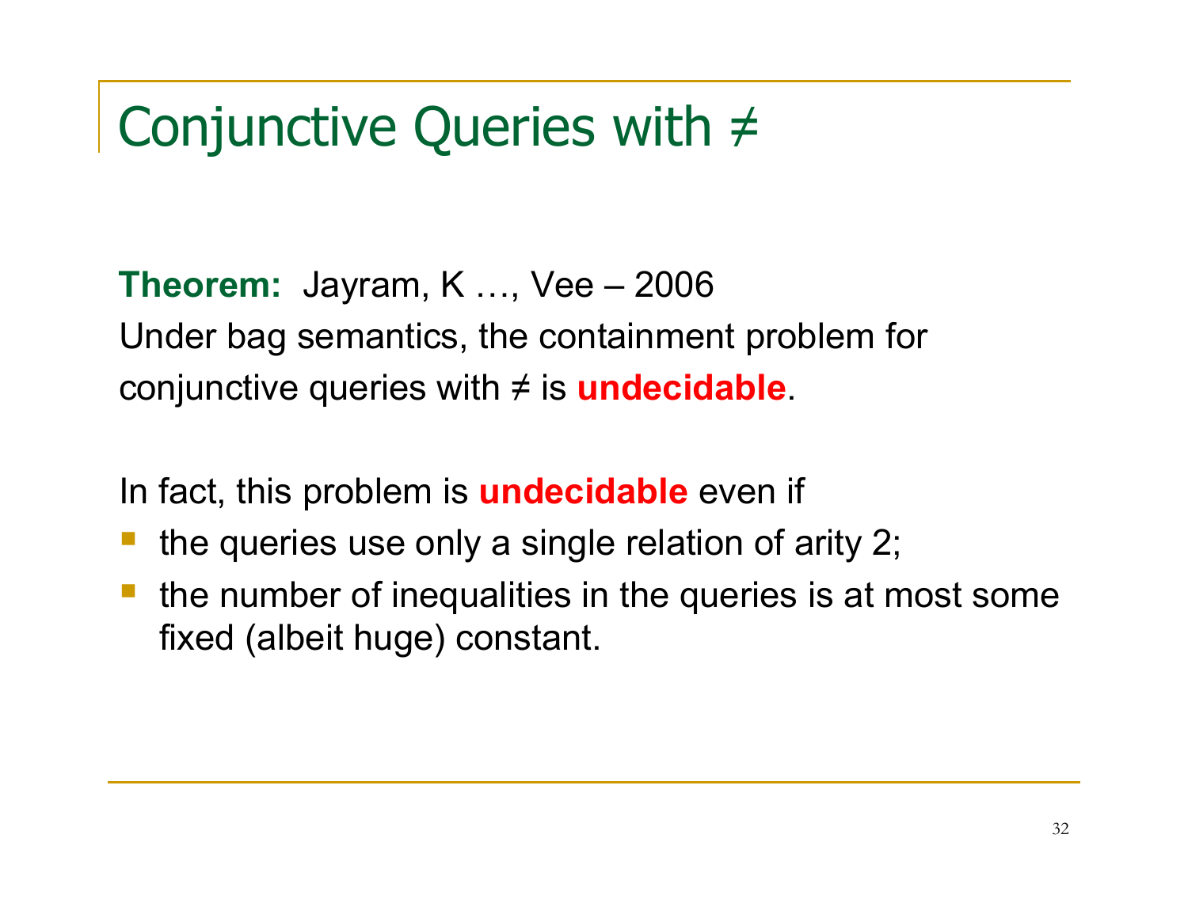# Conjunctive Queries with ≠

**Theorem:** Jayram, K …, Vee – 2006
Under bag semantics, the containment problem for conjunctive queries with ≠ is **undecidable**.

In fact, this problem is **undecidable** even if

- the queries use only a single relation of arity 2;
- the number of inequalities in the queries is at most some fixed (albeit huge) constant.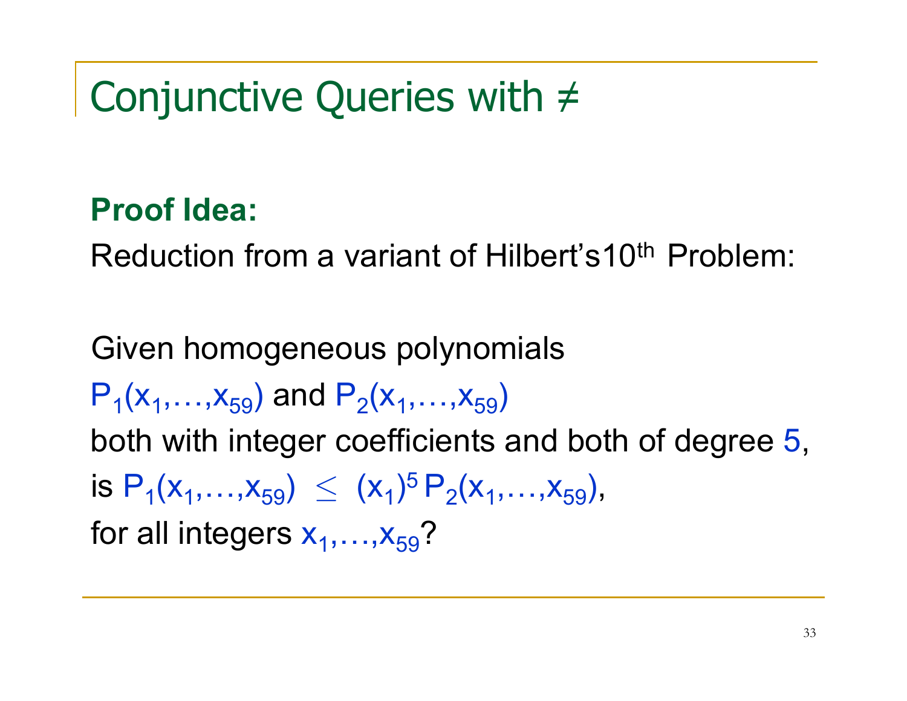# Conjunctive Queries with ≠

**Proof Idea:**

Reduction from a variant of Hilbert's10[th] Problem:

Given homogeneous polynomials
$P_1(x_1,\ldots,x_{59})$ and $P_2(x_1,\ldots,x_{59})$
both with integer coefficients and both of degree $5$,
is $P_1(x_1,\ldots,x_{59}) \leq (x_1)^5 P_2(x_1,\ldots,x_{59})$,
for all integers $x_1,\ldots,x_{59}$?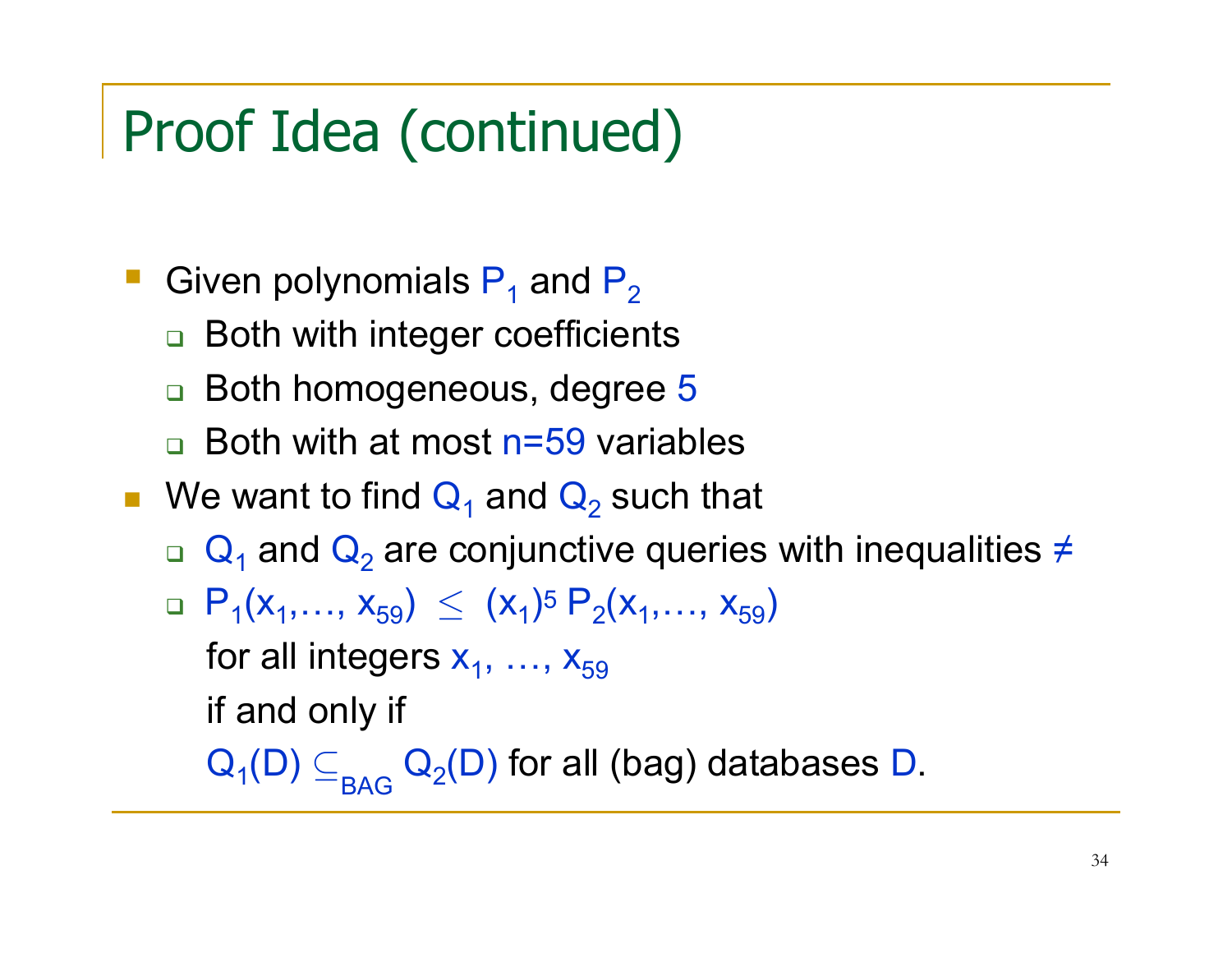# Proof Idea (continued)

- Given polynomials $P_1$ and $P_2$
  - Both with integer coefficients
  - Both homogeneous, degree $5$
  - Both with at most $n=59$ variables
- We want to find $Q_1$ and $Q_2$ such that
  - $Q_1$ and $Q_2$ are conjunctive queries with inequalities $\neq$
  - $P_1(x_1,\ldots, x_{59}) \leq (x_1)^5 P_2(x_1,\ldots, x_{59})$
    for all integers $x_1, \ldots, x_{59}$
    if and only if
    $Q_1(D) \subseteq_{BAG} Q_2(D)$ for all (bag) databases $D$.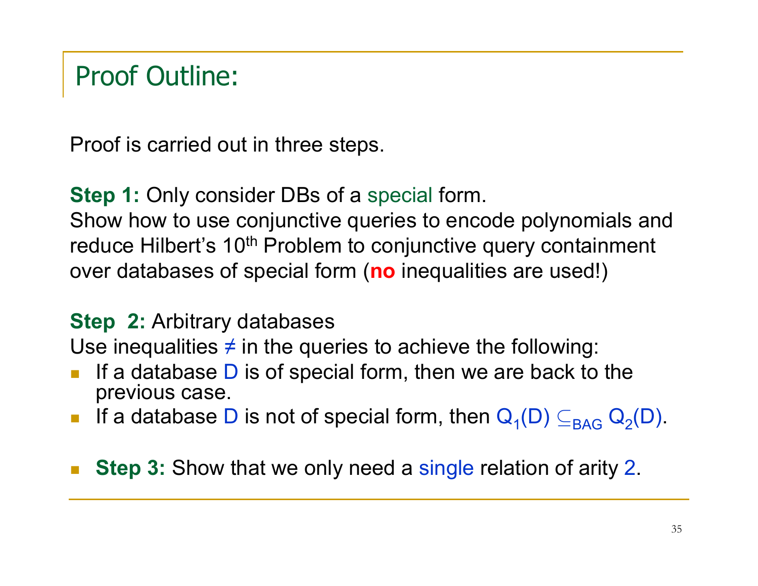# Proof Outline:

Proof is carried out in three steps.

**Step 1:** Only consider DBs of a special form.
Show how to use conjunctive queries to encode polynomials and reduce Hilbert's 10th Problem to conjunctive query containment over databases of special form (**no** inequalities are used!)

**Step 2:** Arbitrary databases
Use inequalities ≠ in the queries to achieve the following:

- If a database D is of special form, then we are back to the previous case.
- If a database D is not of special form, then $Q_1(D) \subseteq_{BAG} Q_2(D)$.

- **Step 3:** Show that we only need a single relation of arity 2.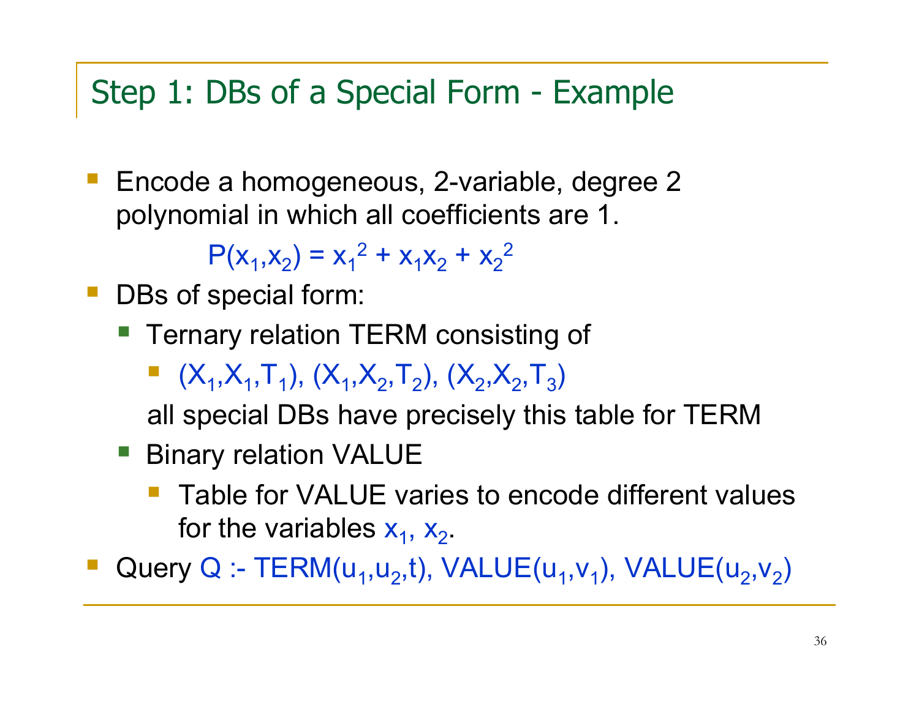# Step 1: DBs of a Special Form - Example

- Encode a homogeneous, 2-variable, degree 2 polynomial in which all coefficients are 1.

  $$P(x_1,x_2) = x_1^2 + x_1x_2 + x_2^2$$

- DBs of special form:
  - Ternary relation TERM consisting of
    - $(X_1,X_1,T_1)$, $(X_1,X_2,T_2)$, $(X_2,X_2,T_3)$

    all special DBs have precisely this table for TERM
  - Binary relation VALUE
    - Table for VALUE varies to encode different values for the variables $x_1$, $x_2$.
- Query $Q$ :- $TERM(u_1,u_2,t)$, $VALUE(u_1,v_1)$, $VALUE(u_2,v_2)$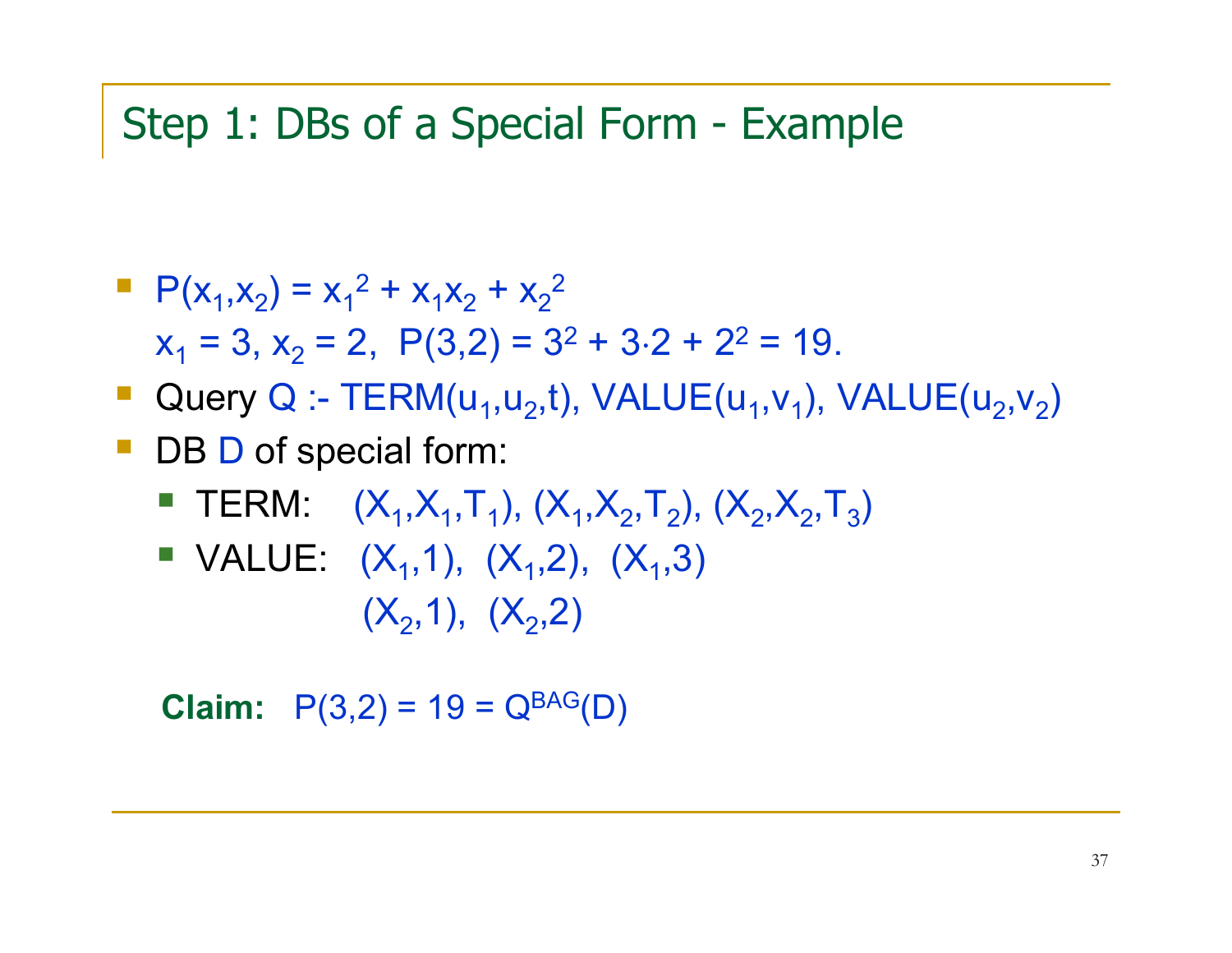# Step 1: DBs of a Special Form - Example

- $P(x_1,x_2) = x_1^2 + x_1x_2 + x_2^2$

  $x_1 = 3$, $x_2 = 2$, $P(3,2) = 3^2 + 3\cdot2 + 2^2 = 19$.

- Query $Q$ :- $TERM(u_1,u_2,t)$, $VALUE(u_1,v_1)$, $VALUE(u_2,v_2)$
- DB $D$ of special form:
  - TERM: $(X_1,X_1,T_1)$, $(X_1,X_2,T_2)$, $(X_2,X_2,T_3)$
  - VALUE: $(X_1,1)$, $(X_1,2)$, $(X_1,3)$

    $(X_2,1)$, $(X_2,2)$

**Claim:** $P(3,2) = 19 = Q^{BAG}(D)$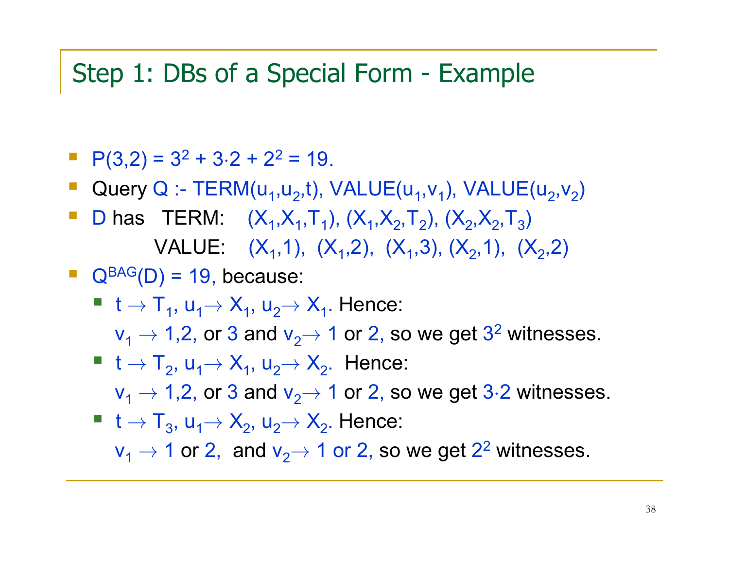# Step 1: DBs of a Special Form - Example

- $P(3,2) = 3^2 + 3 \cdot 2 + 2^2 = 19$.
- Query $Q$ :- $TERM(u_1,u_2,t)$, $VALUE(u_1,v_1)$, $VALUE(u_2,v_2)$
- $D$ has TERM: $(X_1,X_1,T_1)$, $(X_1,X_2,T_2)$, $(X_2,X_2,T_3)$

  VALUE: $(X_1,1)$, $(X_1,2)$, $(X_1,3)$, $(X_2,1)$, $(X_2,2)$
- $Q^{BAG}(D) = 19$, because:
  - $t \to T_1$, $u_1 \to X_1$, $u_2 \to X_1$. Hence:
    $v_1 \to 1,2$, or $3$ and $v_2 \to 1$ or $2$, so we get $3^2$ witnesses.
  - $t \to T_2$, $u_1 \to X_1$, $u_2 \to X_2$. Hence:
    $v_1 \to 1,2$, or $3$ and $v_2 \to 1$ or $2$, so we get $3 \cdot 2$ witnesses.
  - $t \to T_3$, $u_1 \to X_2$, $u_2 \to X_2$. Hence:
    $v_1 \to 1$ or $2$, and $v_2 \to 1$ or $2$, so we get $2^2$ witnesses.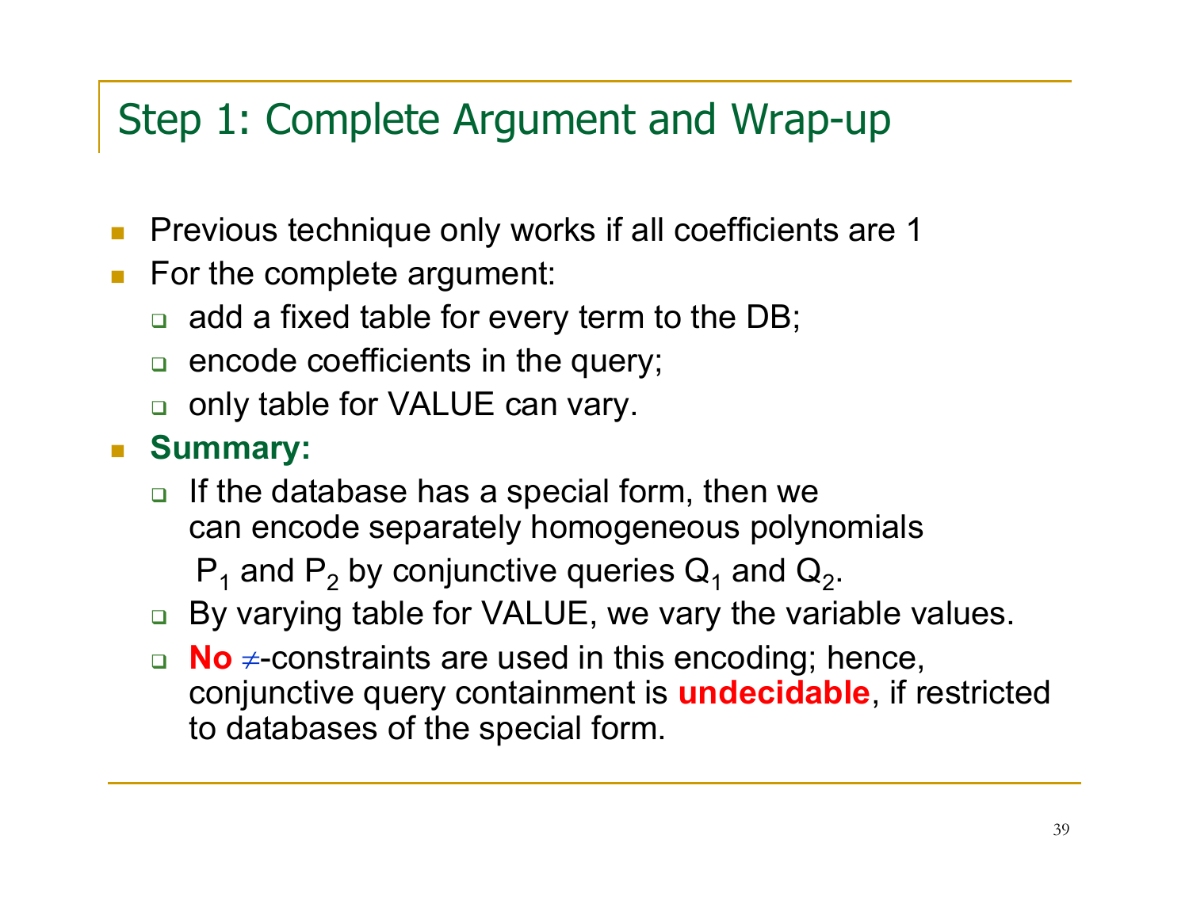## Step 1: Complete Argument and Wrap-up

- Previous technique only works if all coefficients are 1
- For the complete argument:
  - add a fixed table for every term to the DB;
  - encode coefficients in the query;
  - only table for VALUE can vary.
- **Summary:**
  - If the database has a special form, then we can encode separately homogeneous polynomials $P_1$ and $P_2$ by conjunctive queries $Q_1$ and $Q_2$.
  - By varying table for VALUE, we vary the variable values.
  - **No** $\neq$-constraints are used in this encoding; hence, conjunctive query containment is **undecidable**, if restricted to databases of the special form.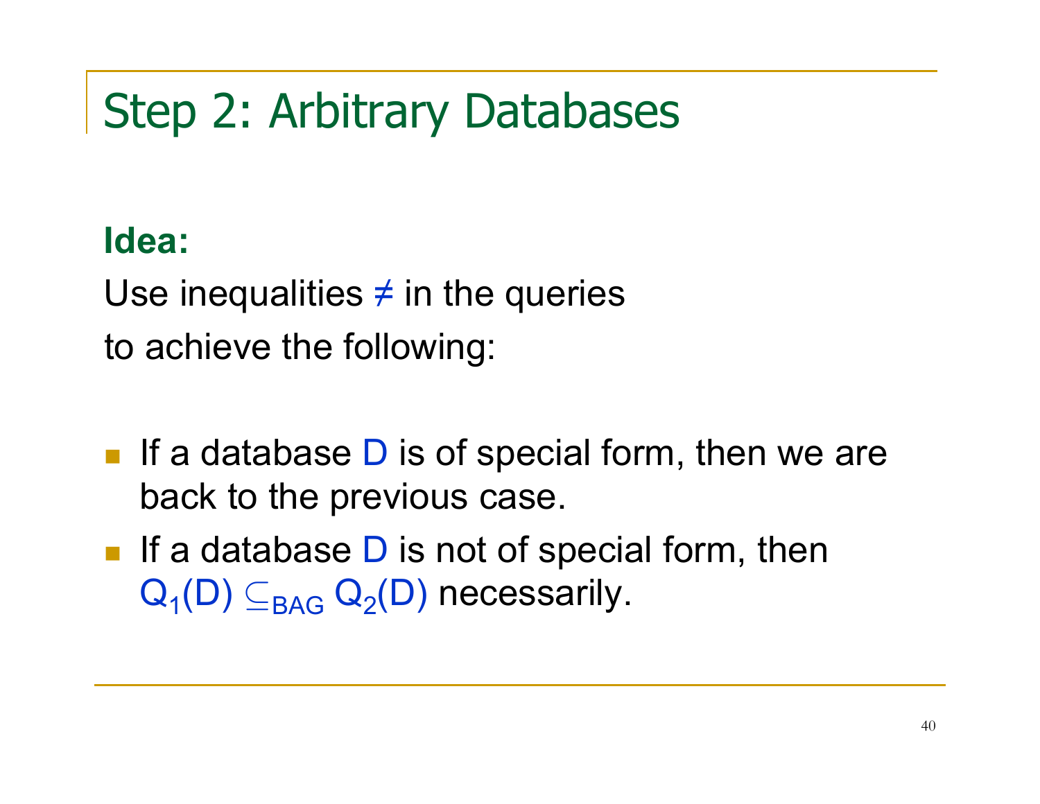# Step 2: Arbitrary Databases

**Idea:**

Use inequalities $\neq$ in the queries
to achieve the following:

- If a database $D$ is of special form, then we are back to the previous case.
- If a database $D$ is not of special form, then $Q_1(D) \subseteq_{BAG} Q_2(D)$ necessarily.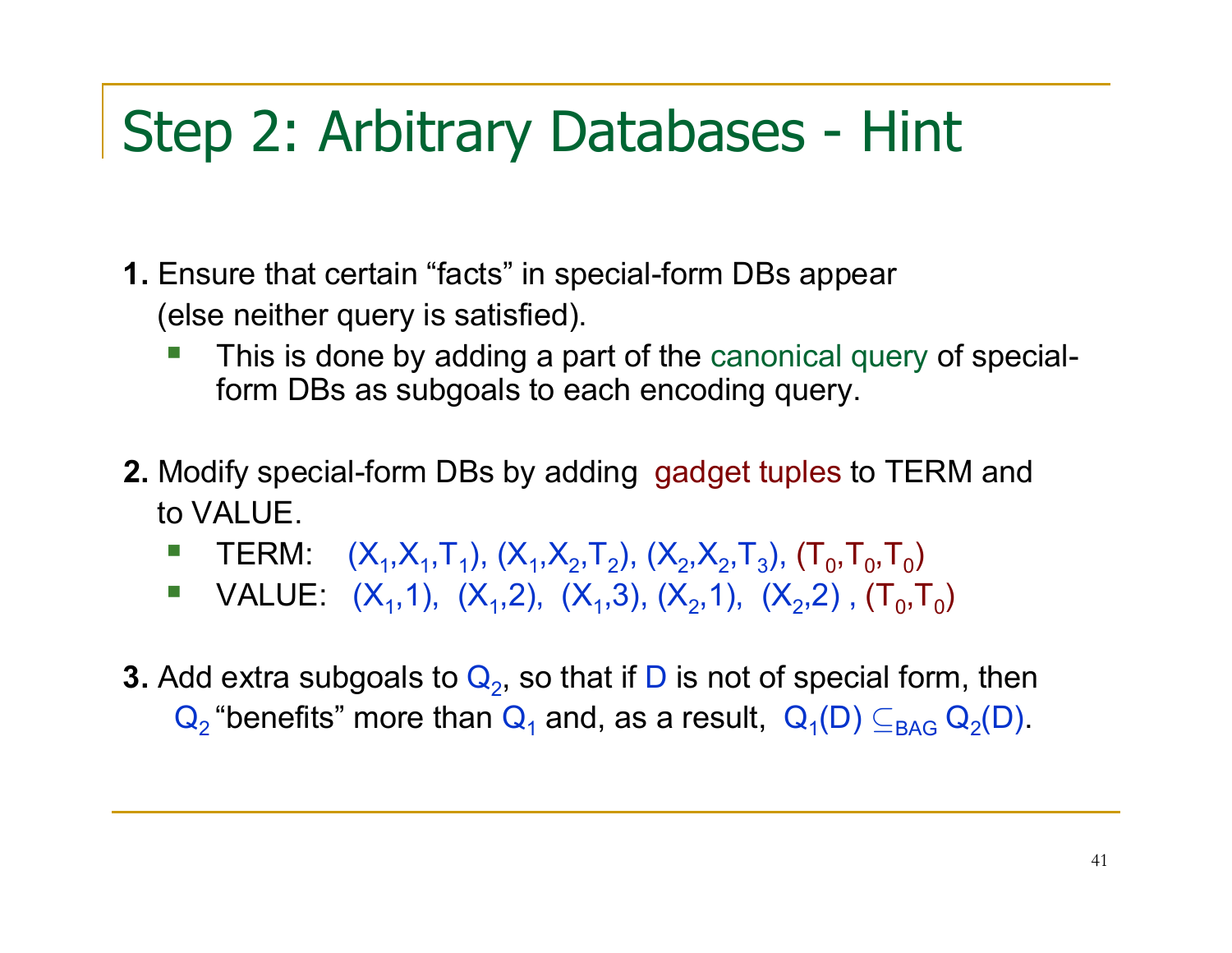# Step 2: Arbitrary Databases - Hint

**1.** Ensure that certain “facts” in special-form DBs appear (else neither query is satisfied).

- This is done by adding a part of the canonical query of special-form DBs as subgoals to each encoding query.

**2.** Modify special-form DBs by adding gadget tuples to TERM and to VALUE.

- TERM: $(X_1,X_1,T_1)$, $(X_1,X_2,T_2)$, $(X_2,X_2,T_3)$, $(T_0,T_0,T_0)$
- VALUE: $(X_1,1)$, $(X_1,2)$, $(X_1,3)$, $(X_2,1)$, $(X_2,2)$ , $(T_0,T_0)$

**3.** Add extra subgoals to $Q_2$, so that if $D$ is not of special form, then $Q_2$ “benefits” more than $Q_1$ and, as a result, $Q_1(D) \subseteq_{BAG} Q_2(D)$.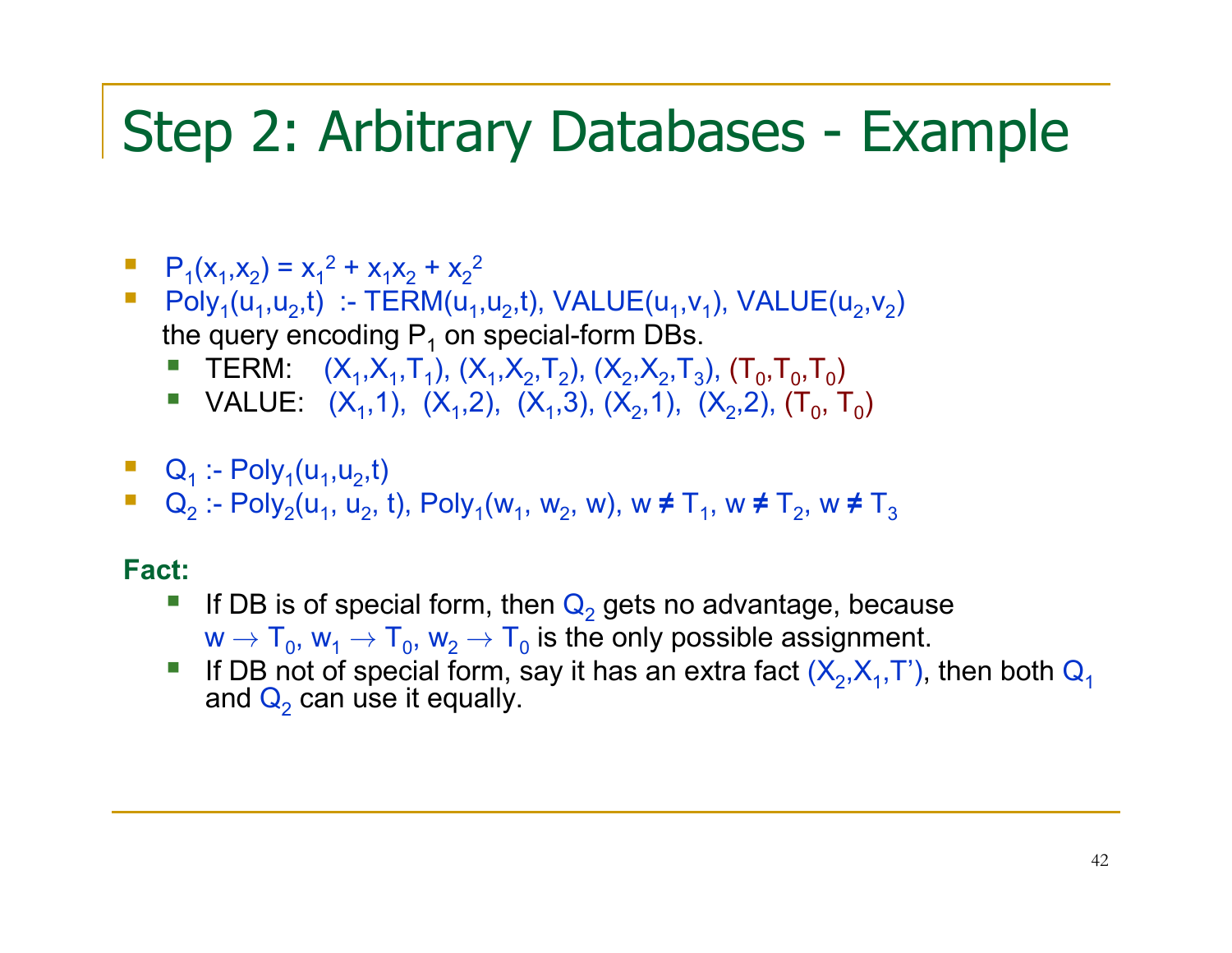# Step 2: Arbitrary Databases - Example

- $P_1(x_1,x_2) = x_1^2 + x_1x_2 + x_2^2$
- $Poly_1(u_1,u_2,t)$ :- $TERM(u_1,u_2,t)$, $VALUE(u_1,v_1)$, $VALUE(u_2,v_2)$ the query encoding $P_1$ on special-form DBs.
  - TERM: $(X_1,X_1,T_1)$, $(X_1,X_2,T_2)$, $(X_2,X_2,T_3)$, $(T_0,T_0,T_0)$
  - VALUE: $(X_1,1)$, $(X_1,2)$, $(X_1,3)$, $(X_2,1)$, $(X_2,2)$, $(T_0, T_0)$

- $Q_1$ :- $Poly_1(u_1,u_2,t)$
- $Q_2$ :- $Poly_2(u_1, u_2, t)$, $Poly_1(w_1, w_2, w)$, $w \neq T_1$, $w \neq T_2$, $w \neq T_3$

**Fact:**

- If DB is of special form, then $Q_2$ gets no advantage, because $w \rightarrow T_0$, $w_1 \rightarrow T_0$, $w_2 \rightarrow T_0$ is the only possible assignment.
- If DB not of special form, say it has an extra fact $(X_2,X_1,T')$, then both $Q_1$ and $Q_2$ can use it equally.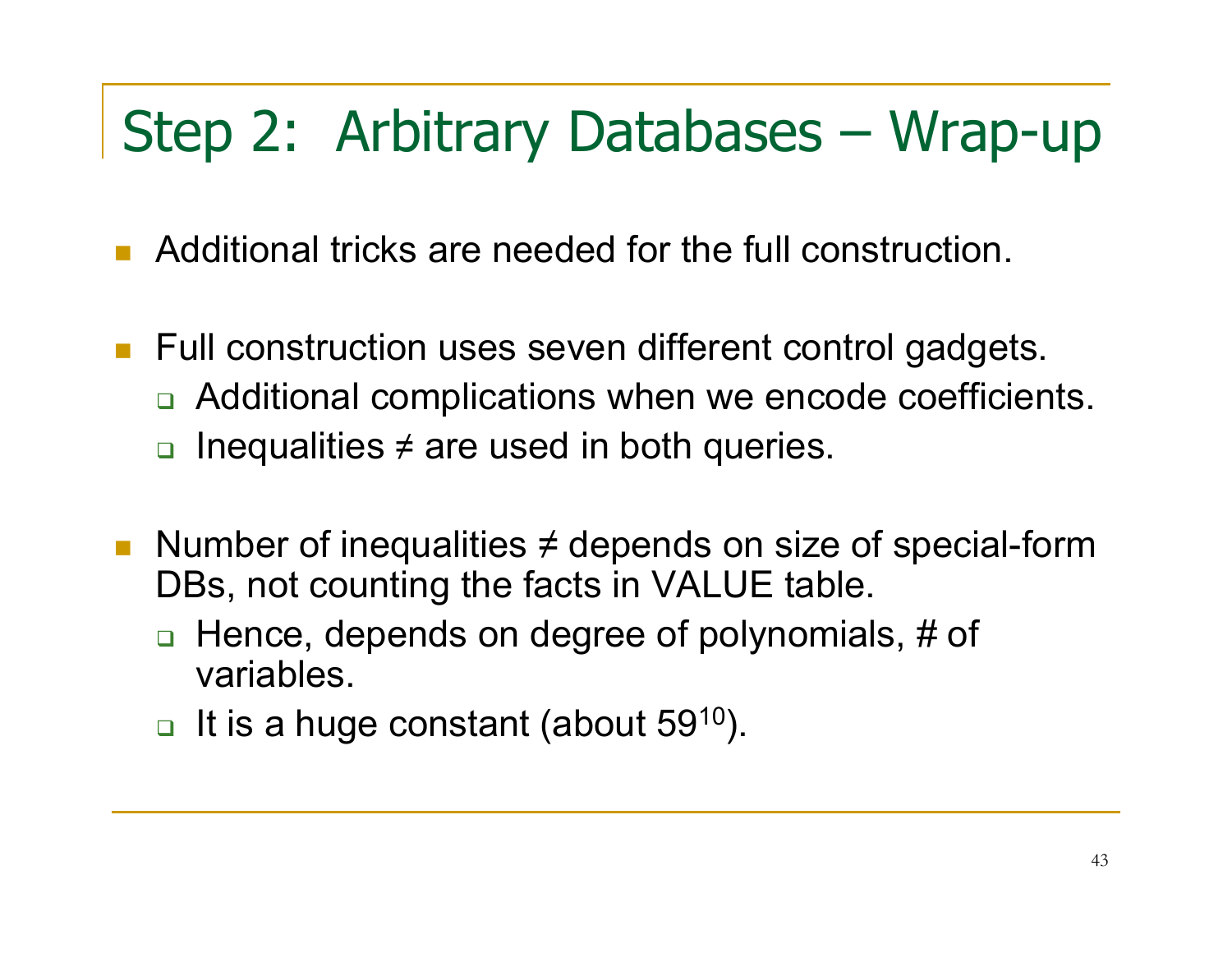# Step 2: Arbitrary Databases – Wrap-up

- Additional tricks are needed for the full construction.
- Full construction uses seven different control gadgets.
  - Additional complications when we encode coefficients.
  - Inequalities ≠ are used in both queries.
- Number of inequalities ≠ depends on size of special-form DBs, not counting the facts in VALUE table.
  - Hence, depends on degree of polynomials, # of variables.
  - It is a huge constant (about $59^{10}$).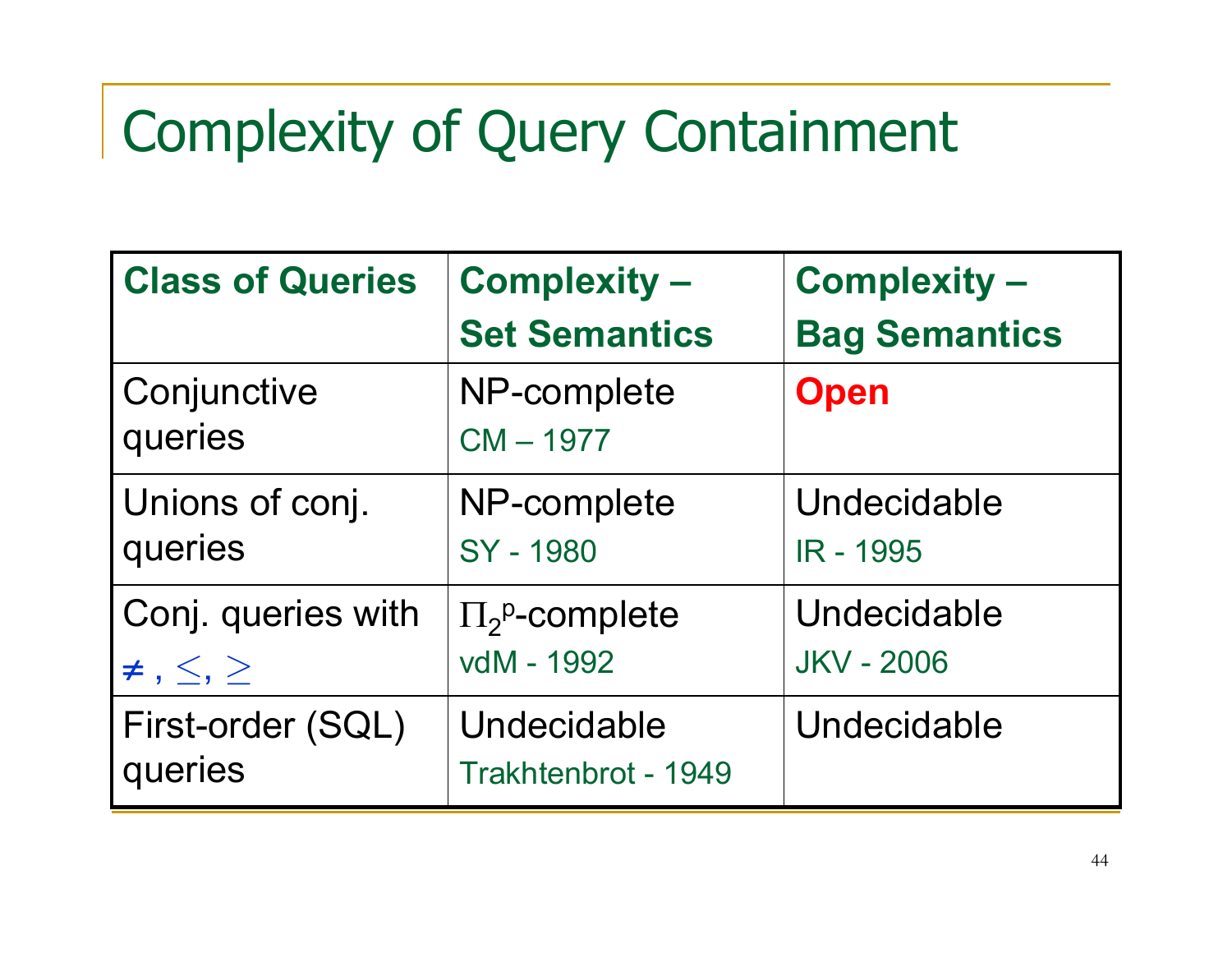# Complexity of Query Containment

| Class of Queries | Complexity – Set Semantics | Complexity – Bag Semantics |
|---|---|---|
| Conjunctive queries | NP-complete<br>CM – 1977 | **Open** |
| Unions of conj. queries | NP-complete<br>SY - 1980 | Undecidable<br>IR - 1995 |
| Conj. queries with $\neq$, $\leq$, $\geq$ | $\Pi_2^p$-complete<br>vdM - 1992 | Undecidable<br>JKV - 2006 |
| First-order (SQL) queries | Undecidable<br>Trakhtenbrot - 1949 | Undecidable |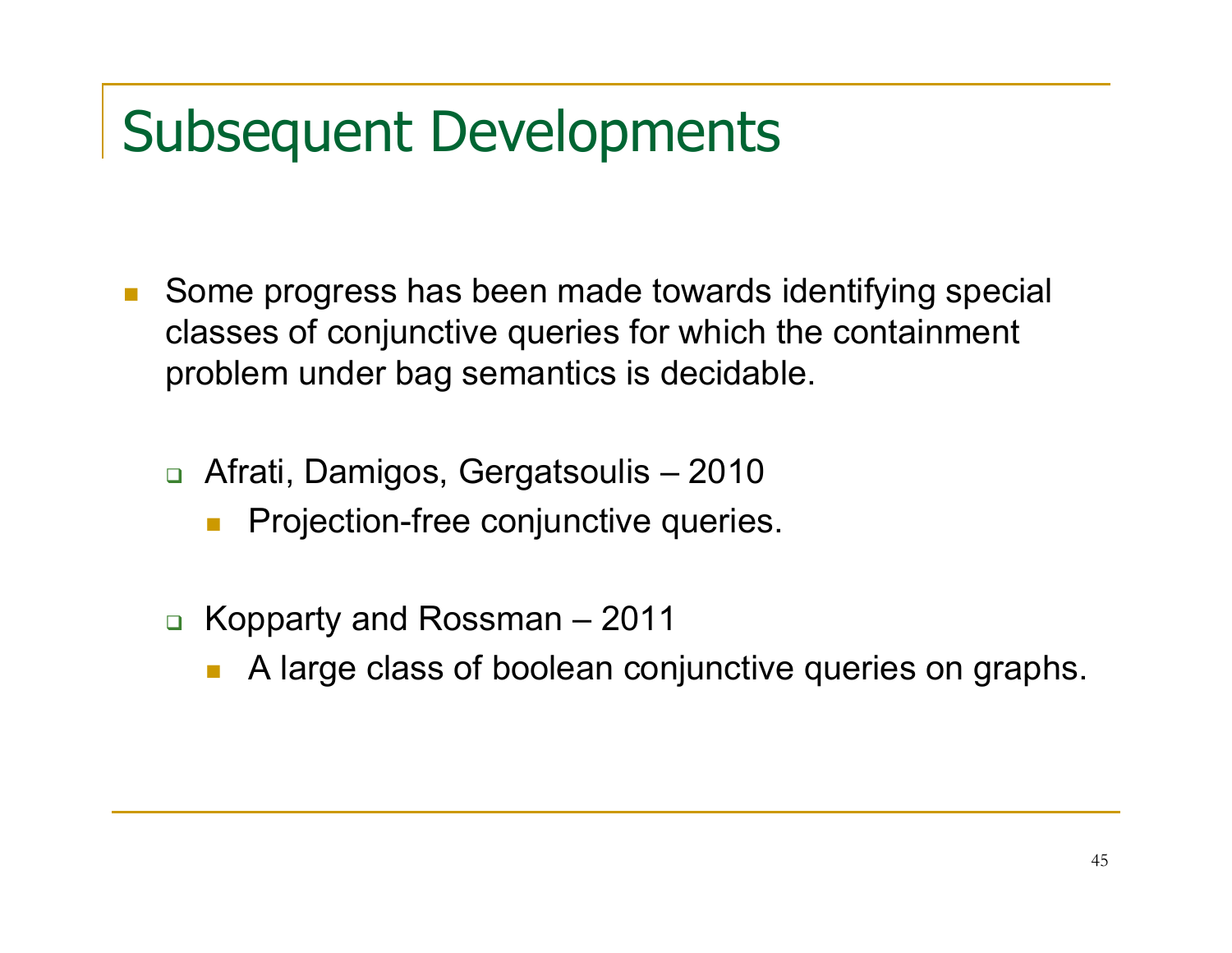# Subsequent Developments

- Some progress has been made towards identifying special classes of conjunctive queries for which the containment problem under bag semantics is decidable.
  - Afrati, Damigos, Gergatsoulis – 2010
    - Projection-free conjunctive queries.
  - Kopparty and Rossman – 2011
    - A large class of boolean conjunctive queries on graphs.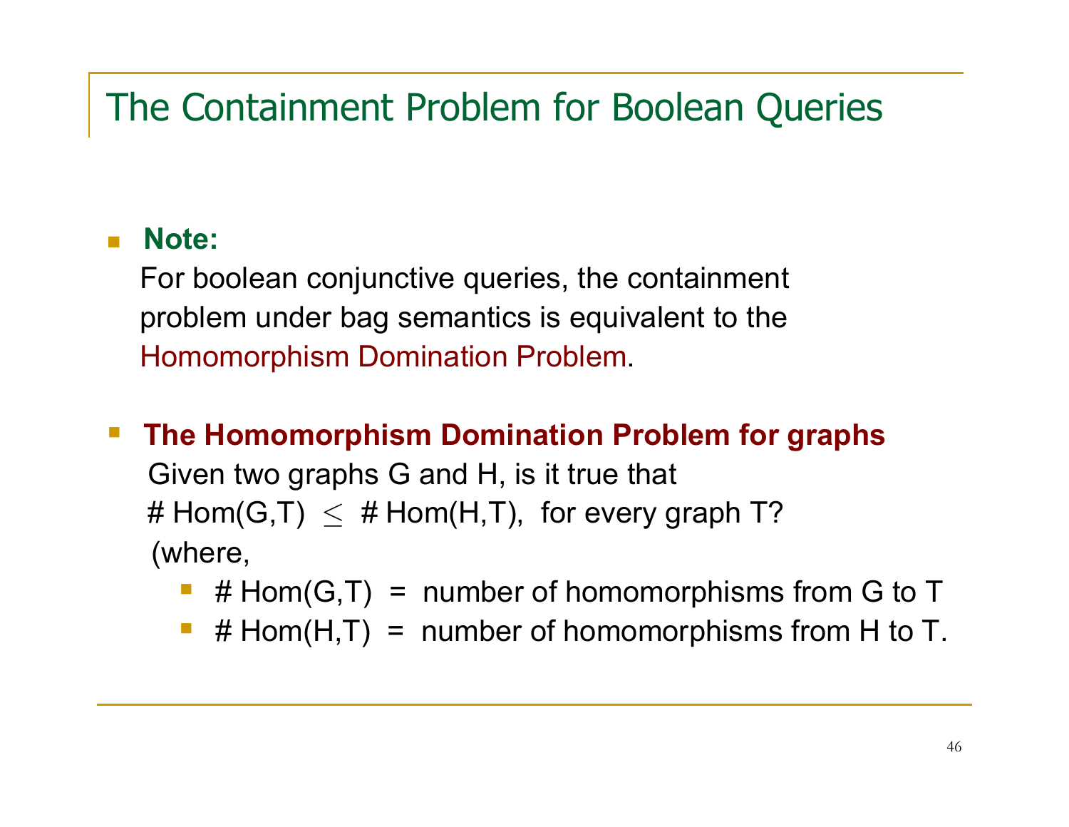# The Containment Problem for Boolean Queries

- **Note:**

  For boolean conjunctive queries, the containment problem under bag semantics is equivalent to the Homomorphism Domination Problem.

- **The Homomorphism Domination Problem for graphs**

  Given two graphs G and H, is it true that
  # Hom(G,T) $\leq$ # Hom(H,T), for every graph T?
  (where,

  - # Hom(G,T) = number of homomorphisms from G to T
  - # Hom(H,T) = number of homomorphisms from H to T.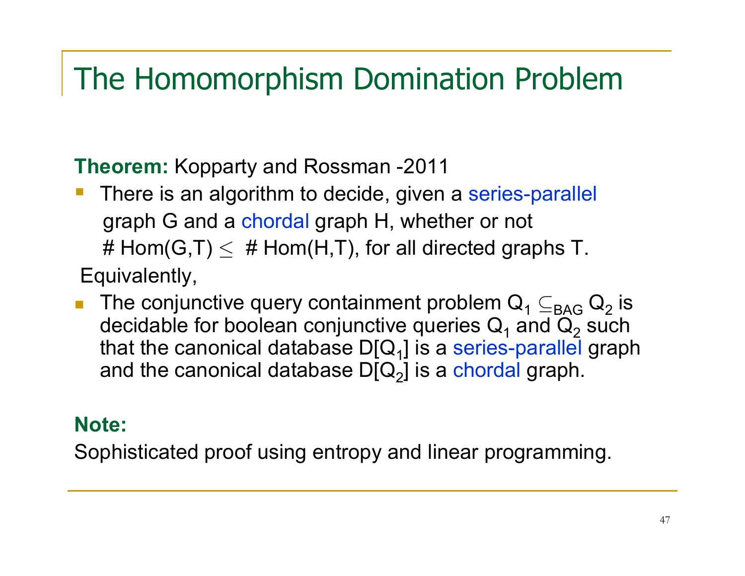# The Homomorphism Domination Problem

**Theorem:** Kopparty and Rossman -2011

- There is an algorithm to decide, given a series-parallel graph G and a chordal graph H, whether or not # Hom(G,T) $\leq$ # Hom(H,T), for all directed graphs T.

Equivalently,

- The conjunctive query containment problem $Q_1 \subseteq_{BAG} Q_2$ is decidable for boolean conjunctive queries $Q_1$ and $Q_2$ such that the canonical database $D[Q_1]$ is a series-parallel graph and the canonical database $D[Q_2]$ is a chordal graph.

**Note:**

Sophisticated proof using entropy and linear programming.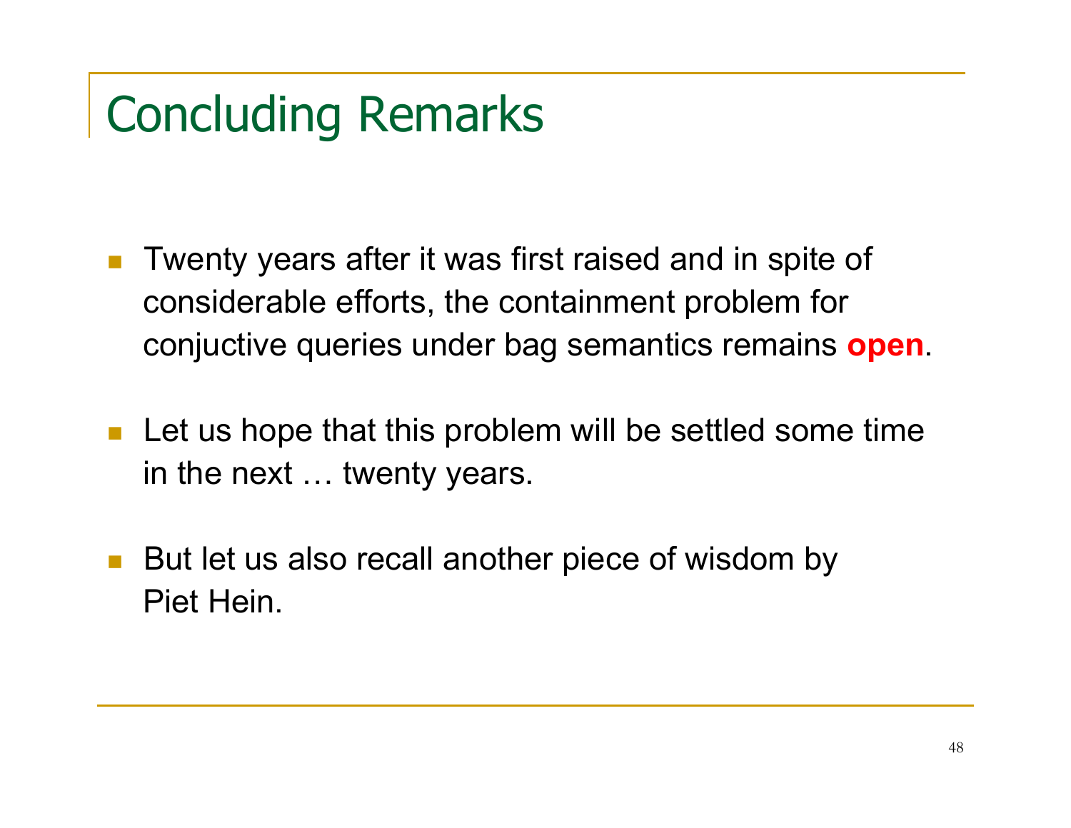# Concluding Remarks

- Twenty years after it was first raised and in spite of considerable efforts, the containment problem for conjuctive queries under bag semantics remains **open**.
- Let us hope that this problem will be settled some time in the next … twenty years.
- But let us also recall another piece of wisdom by Piet Hein.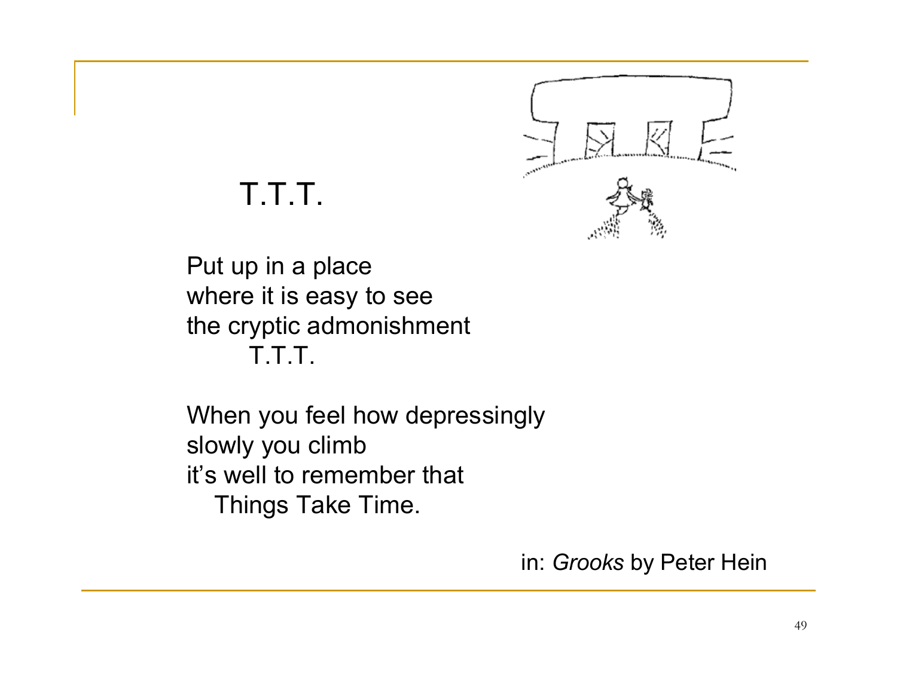# T.T.T.

Put up in a place
where it is easy to see
the cryptic admonishment
T.T.T.

When you feel how depressingly
slowly you climb
it's well to remember that
Things Take Time.

in: *Grooks* by Peter Hein